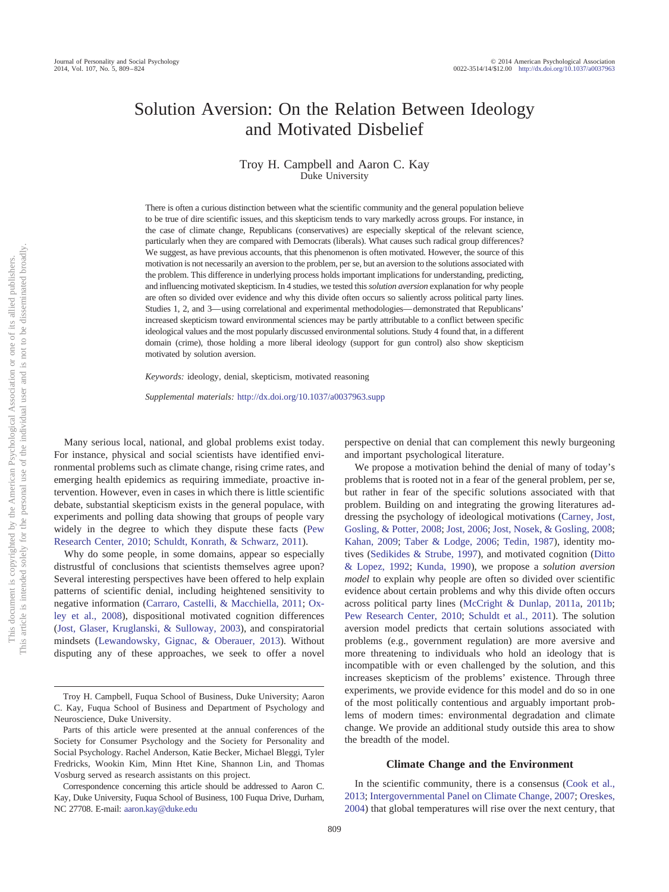# Solution Aversion: On the Relation Between Ideology and Motivated Disbelief

Troy H. Campbell and Aaron C. Kay
Duke University

There is often a curious distinction between what the scientific community and the general population believe to be true of dire scientific issues, and this skepticism tends to vary markedly across groups. For instance, in the case of climate change, Republicans (conservatives) are especially skeptical of the relevant science, particularly when they are compared with Democrats (liberals). What causes such radical group differences? We suggest, as have previous accounts, that this phenomenon is often motivated. However, the source of this motivation is not necessarily an aversion to the problem, per se, but an aversion to the solutions associated with the problem. This difference in underlying process holds important implications for understanding, predicting, and influencing motivated skepticism. In 4 studies, we tested this *solution aversion* explanation for why people are often so divided over evidence and why this divide often occurs so saliently across political party lines. Studies 1, 2, and 3—using correlational and experimental methodologies—demonstrated that Republicans' increased skepticism toward environmental sciences may be partly attributable to a conflict between specific ideological values and the most popularly discussed environmental solutions. Study 4 found that, in a different domain (crime), those holding a more liberal ideology (support for gun control) also show skepticism motivated by solution aversion.

*Keywords:* ideology, denial, skepticism, motivated reasoning

*Supplemental materials:* http://dx.doi.org/10.1037/a0037963.supp

Many serious local, national, and global problems exist today. For instance, physical and social scientists have identified environmental problems such as climate change, rising crime rates, and emerging health epidemics as requiring immediate, proactive intervention. However, even in cases in which there is little scientific debate, substantial skepticism exists in the general populace, with experiments and polling data showing that groups of people vary widely in the degree to which they dispute these facts (Pew Research Center, 2010; Schuldt, Konrath, & Schwarz, 2011).

Why do some people, in some domains, appear so especially distrustful of conclusions that scientists themselves agree upon? Several interesting perspectives have been offered to help explain patterns of scientific denial, including heightened sensitivity to negative information (Carraro, Castelli, & Macchiella, 2011; Oxley et al., 2008), dispositional motivated cognition differences (Jost, Glaser, Kruglanski, & Sulloway, 2003), and conspiratorial mindsets (Lewandowsky, Gignac, & Oberauer, 2013). Without disputing any of these approaches, we seek to offer a novel perspective on denial that can complement this newly burgeoning and important psychological literature.

We propose a motivation behind the denial of many of today's problems that is rooted not in a fear of the general problem, per se, but rather in fear of the specific solutions associated with that problem. Building on and integrating the growing literatures addressing the psychology of ideological motivations (Carney, Jost, Gosling, & Potter, 2008; Jost, 2006; Jost, Nosek, & Gosling, 2008; Kahan, 2009; Taber & Lodge, 2006; Tedin, 1987), identity motives (Sedikides & Strube, 1997), and motivated cognition (Ditto & Lopez, 1992; Kunda, 1990), we propose a *solution aversion model* to explain why people are often so divided over scientific evidence about certain problems and why this divide often occurs across political party lines (McCright & Dunlap, 2011a, 2011b; Pew Research Center, 2010; Schuldt et al., 2011). The solution aversion model predicts that certain solutions associated with problems (e.g., government regulation) are more aversive and more threatening to individuals who hold an ideology that is incompatible with or even challenged by the solution, and this increases skepticism of the problems' existence. Through three experiments, we provide evidence for this model and do so in one of the most politically contentious and arguably important problems of modern times: environmental degradation and climate change. We provide an additional study outside this area to show the breadth of the model.

Troy H. Campbell, Fuqua School of Business, Duke University; Aaron C. Kay, Fuqua School of Business and Department of Psychology and Neuroscience, Duke University.

Parts of this article were presented at the annual conferences of the Society for Consumer Psychology and the Society for Personality and Social Psychology. Rachel Anderson, Katie Becker, Michael Bleggi, Tyler Fredricks, Wookin Kim, Minn Htet Kine, Shannon Lin, and Thomas Vosburg served as research assistants on this project.

Correspondence concerning this article should be addressed to Aaron C. Kay, Duke University, Fuqua School of Business, 100 Fuqua Drive, Durham, NC 27708. E-mail: aaron.kay@duke.edu

## Climate Change and the Environment

In the scientific community, there is a consensus (Cook et al., 2013; Intergovernmental Panel on Climate Change, 2007; Oreskes, 2004) that global temperatures will rise over the next century, that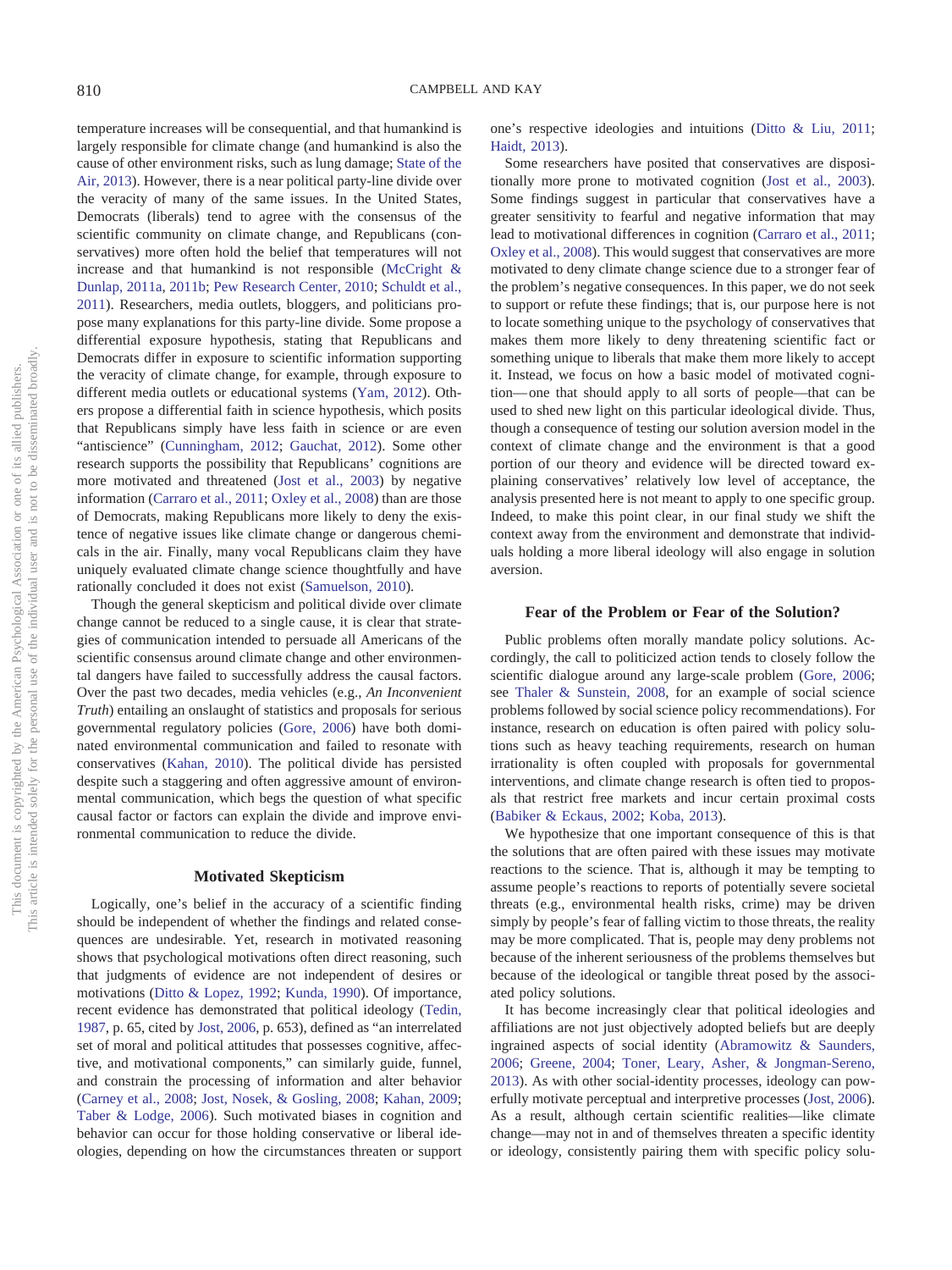temperature increases will be consequential, and that humankind is largely responsible for climate change (and humankind is also the cause of other environment risks, such as lung damage; State of the Air, 2013). However, there is a near political party-line divide over the veracity of many of the same issues. In the United States, Democrats (liberals) tend to agree with the consensus of the scientific community on climate change, and Republicans (conservatives) more often hold the belief that temperatures will not increase and that humankind is not responsible (McCright & Dunlap, 2011a, 2011b; Pew Research Center, 2010; Schuldt et al., 2011). Researchers, media outlets, bloggers, and politicians propose many explanations for this party-line divide. Some propose a differential exposure hypothesis, stating that Republicans and Democrats differ in exposure to scientific information supporting the veracity of climate change, for example, through exposure to different media outlets or educational systems (Yam, 2012). Others propose a differential faith in science hypothesis, which posits that Republicans simply have less faith in science or are even "antiscience" (Cunningham, 2012; Gauchat, 2012). Some other research supports the possibility that Republicans' cognitions are more motivated and threatened (Jost et al., 2003) by negative information (Carraro et al., 2011; Oxley et al., 2008) than are those of Democrats, making Republicans more likely to deny the existence of negative issues like climate change or dangerous chemicals in the air. Finally, many vocal Republicans claim they have uniquely evaluated climate change science thoughtfully and have rationally concluded it does not exist (Samuelson, 2010).

Though the general skepticism and political divide over climate change cannot be reduced to a single cause, it is clear that strategies of communication intended to persuade all Americans of the scientific consensus around climate change and other environmental dangers have failed to successfully address the causal factors. Over the past two decades, media vehicles (e.g., *An Inconvenient Truth*) entailing an onslaught of statistics and proposals for serious governmental regulatory policies (Gore, 2006) have both dominated environmental communication and failed to resonate with conservatives (Kahan, 2010). The political divide has persisted despite such a staggering and often aggressive amount of environmental communication, which begs the question of what specific causal factor or factors can explain the divide and improve environmental communication to reduce the divide.

## Motivated Skepticism

Logically, one's belief in the accuracy of a scientific finding should be independent of whether the findings and related consequences are undesirable. Yet, research in motivated reasoning shows that psychological motivations often direct reasoning, such that judgments of evidence are not independent of desires or motivations (Ditto & Lopez, 1992; Kunda, 1990). Of importance, recent evidence has demonstrated that political ideology (Tedin, 1987, p. 65, cited by Jost, 2006, p. 653), defined as "an interrelated set of moral and political attitudes that possesses cognitive, affective, and motivational components," can similarly guide, funnel, and constrain the processing of information and alter behavior (Carney et al., 2008; Jost, Nosek, & Gosling, 2008; Kahan, 2009; Taber & Lodge, 2006). Such motivated biases in cognition and behavior can occur for those holding conservative or liberal ideologies, depending on how the circumstances threaten or support one's respective ideologies and intuitions (Ditto & Liu, 2011; Haidt, 2013).

Some researchers have posited that conservatives are dispositionally more prone to motivated cognition (Jost et al., 2003). Some findings suggest in particular that conservatives have a greater sensitivity to fearful and negative information that may lead to motivational differences in cognition (Carraro et al., 2011; Oxley et al., 2008). This would suggest that conservatives are more motivated to deny climate change science due to a stronger fear of the problem's negative consequences. In this paper, we do not seek to support or refute these findings; that is, our purpose here is not to locate something unique to the psychology of conservatives that makes them more likely to deny threatening scientific fact or something unique to liberals that make them more likely to accept it. Instead, we focus on how a basic model of motivated cognition—one that should apply to all sorts of people—that can be used to shed new light on this particular ideological divide. Thus, though a consequence of testing our solution aversion model in the context of climate change and the environment is that a good portion of our theory and evidence will be directed toward explaining conservatives' relatively low level of acceptance, the analysis presented here is not meant to apply to one specific group. Indeed, to make this point clear, in our final study we shift the context away from the environment and demonstrate that individuals holding a more liberal ideology will also engage in solution aversion.

## Fear of the Problem or Fear of the Solution?

Public problems often morally mandate policy solutions. Accordingly, the call to politicized action tends to closely follow the scientific dialogue around any large-scale problem (Gore, 2006; see Thaler & Sunstein, 2008, for an example of social science problems followed by social science policy recommendations). For instance, research on education is often paired with policy solutions such as heavy teaching requirements, research on human irrationality is often coupled with proposals for governmental interventions, and climate change research is often tied to proposals that restrict free markets and incur certain proximal costs (Babiker & Eckaus, 2002; Koba, 2013).

We hypothesize that one important consequence of this is that the solutions that are often paired with these issues may motivate reactions to the science. That is, although it may be tempting to assume people's reactions to reports of potentially severe societal threats (e.g., environmental health risks, crime) may be driven simply by people's fear of falling victim to those threats, the reality may be more complicated. That is, people may deny problems not because of the inherent seriousness of the problems themselves but because of the ideological or tangible threat posed by the associated policy solutions.

It has become increasingly clear that political ideologies and affiliations are not just objectively adopted beliefs but are deeply ingrained aspects of social identity (Abramowitz & Saunders, 2006; Greene, 2004; Toner, Leary, Asher, & Jongman-Sereno, 2013). As with other social-identity processes, ideology can powerfully motivate perceptual and interpretive processes (Jost, 2006). As a result, although certain scientific realities—like climate change—may not in and of themselves threaten a specific identity or ideology, consistently pairing them with specific policy solu-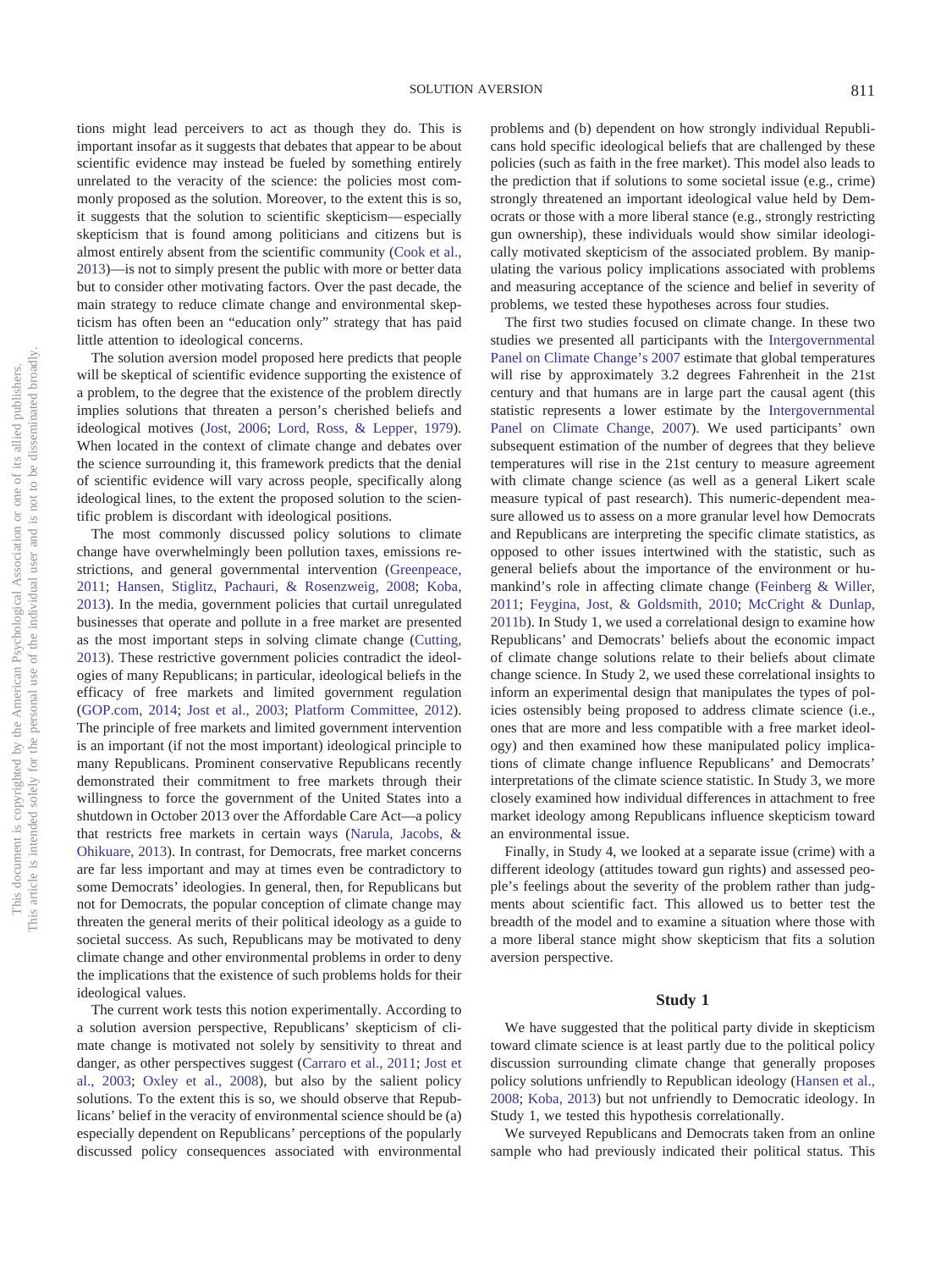tions might lead perceivers to act as though they do. This is important insofar as it suggests that debates that appear to be about scientific evidence may instead be fueled by something entirely unrelated to the veracity of the science: the policies most commonly proposed as the solution. Moreover, to the extent this is so, it suggests that the solution to scientific skepticism—especially skepticism that is found among politicians and citizens but is almost entirely absent from the scientific community (Cook et al., 2013)—is not to simply present the public with more or better data but to consider other motivating factors. Over the past decade, the main strategy to reduce climate change and environmental skepticism has often been an "education only" strategy that has paid little attention to ideological concerns.

The solution aversion model proposed here predicts that people will be skeptical of scientific evidence supporting the existence of a problem, to the degree that the existence of the problem directly implies solutions that threaten a person's cherished beliefs and ideological motives (Jost, 2006; Lord, Ross, & Lepper, 1979). When located in the context of climate change and debates over the science surrounding it, this framework predicts that the denial of scientific evidence will vary across people, specifically along ideological lines, to the extent the proposed solution to the scientific problem is discordant with ideological positions.

The most commonly discussed policy solutions to climate change have overwhelmingly been pollution taxes, emissions restrictions, and general governmental intervention (Greenpeace, 2011; Hansen, Stiglitz, Pachauri, & Rosenzweig, 2008; Koba, 2013). In the media, government policies that curtail unregulated businesses that operate and pollute in a free market are presented as the most important steps in solving climate change (Cutting, 2013). These restrictive government policies contradict the ideologies of many Republicans; in particular, ideological beliefs in the efficacy of free markets and limited government regulation (GOP.com, 2014; Jost et al., 2003; Platform Committee, 2012). The principle of free markets and limited government intervention is an important (if not the most important) ideological principle to many Republicans. Prominent conservative Republicans recently demonstrated their commitment to free markets through their willingness to force the government of the United States into a shutdown in October 2013 over the Affordable Care Act—a policy that restricts free markets in certain ways (Narula, Jacobs, & Ohikuare, 2013). In contrast, for Democrats, free market concerns are far less important and may at times even be contradictory to some Democrats' ideologies. In general, then, for Republicans but not for Democrats, the popular conception of climate change may threaten the general merits of their political ideology as a guide to societal success. As such, Republicans may be motivated to deny climate change and other environmental problems in order to deny the implications that the existence of such problems holds for their ideological values.

The current work tests this notion experimentally. According to a solution aversion perspective, Republicans' skepticism of climate change is motivated not solely by sensitivity to threat and danger, as other perspectives suggest (Carraro et al., 2011; Jost et al., 2003; Oxley et al., 2008), but also by the salient policy solutions. To the extent this is so, we should observe that Republicans' belief in the veracity of environmental science should be (a) especially dependent on Republicans' perceptions of the popularly discussed policy consequences associated with environmental problems and (b) dependent on how strongly individual Republicans hold specific ideological beliefs that are challenged by these policies (such as faith in the free market). This model also leads to the prediction that if solutions to some societal issue (e.g., crime) strongly threatened an important ideological value held by Democrats or those with a more liberal stance (e.g., strongly restricting gun ownership), these individuals would show similar ideologically motivated skepticism of the associated problem. By manipulating the various policy implications associated with problems and measuring acceptance of the science and belief in severity of problems, we tested these hypotheses across four studies.

The first two studies focused on climate change. In these two studies we presented all participants with the Intergovernmental Panel on Climate Change's 2007 estimate that global temperatures will rise by approximately 3.2 degrees Fahrenheit in the 21st century and that humans are in large part the causal agent (this statistic represents a lower estimate by the Intergovernmental Panel on Climate Change, 2007). We used participants' own subsequent estimation of the number of degrees that they believe temperatures will rise in the 21st century to measure agreement with climate change science (as well as a general Likert scale measure typical of past research). This numeric-dependent measure allowed us to assess on a more granular level how Democrats and Republicans are interpreting the specific climate statistics, as opposed to other issues intertwined with the science, such as general beliefs about the importance of the environment or humankind's role in affecting climate change (Feinberg & Willer, 2011; Feygina, Jost, & Goldsmith, 2010; McCright & Dunlap, 2011b). In Study 1, we used a correlational design to examine how Republicans' and Democrats' beliefs about the economic impact of climate change solutions relate to their beliefs about climate change science. In Study 2, we used these correlational insights to inform an experimental design that manipulates the types of policies ostensibly being proposed to address climate science (i.e., ones that are more and less compatible with a free market ideology) and then examined how these manipulated policy implications of climate change influence Republicans' and Democrats' interpretations of the climate science statistic. In Study 3, we more closely examined how individual differences in attachment to free market ideology among Republicans influence skepticism toward an environmental issue.

Finally, in Study 4, we looked at a separate issue (crime) with a different ideology (attitudes toward gun rights) and assessed people's feelings about the severity of the problem rather than judgments about scientific fact. This allowed us to better test the breadth of the model and to examine a situation where those with a more liberal stance might show skepticism that fits a solution aversion perspective.

## Study 1

We have suggested that the political party divide in skepticism toward climate science is at least partly due to the political policy discussion surrounding climate change that generally proposes policy solutions unfriendly to Republican ideology (Hansen et al., 2008; Koba, 2013) but not unfriendly to Democratic ideology. In Study 1, we tested this hypothesis correlationally.

We surveyed Republicans and Democrats taken from an online sample who had previously indicated their political status. This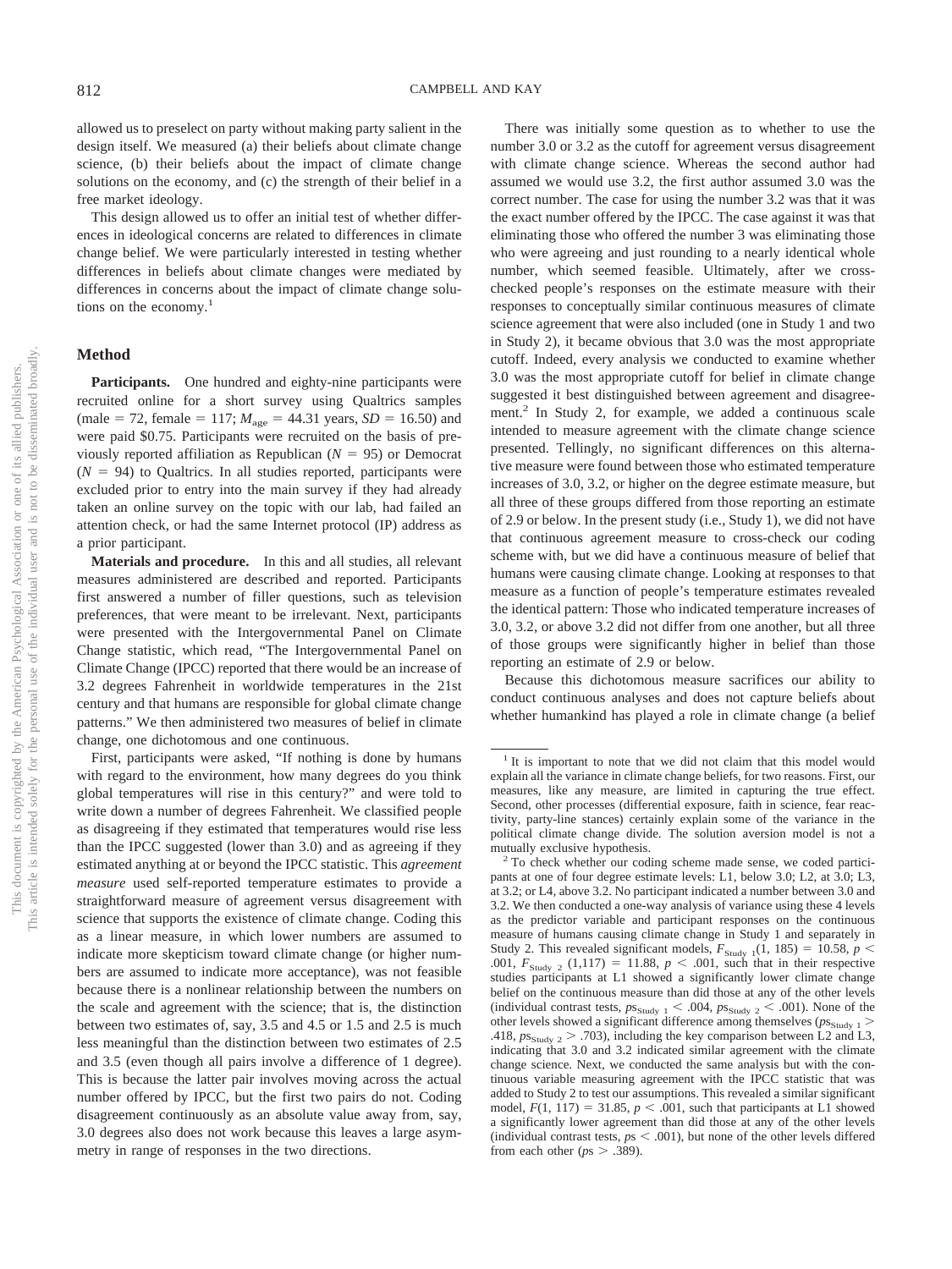allowed us to preselect on party without making party salient in the design itself. We measured (a) their beliefs about climate change science, (b) their beliefs about the impact of climate change solutions on the economy, and (c) the strength of their belief in a free market ideology.

This design allowed us to offer an initial test of whether differences in ideological concerns are related to differences in climate change belief. We were particularly interested in testing whether differences in beliefs about climate changes were mediated by differences in concerns about the impact of climate change solutions on the economy.[1]

## Method

**Participants.** One hundred and eighty-nine participants were recruited online for a short survey using Qualtrics samples (male = 72, female = 117; $M_{age}$ = 44.31 years, $SD$ = 16.50) and were paid $0.75. Participants were recruited on the basis of previously reported affiliation as Republican ($N$ = 95) or Democrat ($N$ = 94) to Qualtrics. In all studies reported, participants were excluded prior to entry into the main survey if they had already taken an online survey on the topic with our lab, had failed an attention check, or had the same Internet protocol (IP) address as a prior participant.

**Materials and procedure.** In this and all studies, all relevant measures administered are described and reported. Participants first answered a number of filler questions, such as television preferences, that were meant to be irrelevant. Next, participants were presented with the Intergovernmental Panel on Climate Change statistic, which read, "The Intergovernmental Panel on Climate Change (IPCC) reported that there would be an increase of 3.2 degrees Fahrenheit in worldwide temperatures in the 21st century and that humans are responsible for global climate change patterns." We then administered two measures of belief in climate change, one dichotomous and one continuous.

First, participants were asked, "If nothing is done by humans with regard to the environment, how many degrees do you think global temperatures will rise in this century?" and were told to write down a number of degrees Fahrenheit. We classified people as disagreeing if they estimated that temperatures would rise less than the IPCC suggested (lower than 3.0) and as agreeing if they estimated anything at or beyond the IPCC statistic. This *agreement measure* used self-reported temperature estimates to provide a straightforward measure of agreement versus disagreement with science that supports the existence of climate change. Coding this as a linear measure, in which lower numbers are assumed to indicate more skepticism toward climate change (or higher numbers are assumed to indicate more acceptance), was not feasible because there is a nonlinear relationship between the numbers on the scale and agreement with the science; that is, the distinction between two estimates of, say, 3.5 and 4.5 or 1.5 and 2.5 is much less meaningful than the distinction between two estimates of 2.5 and 3.5 (even though all pairs involve a difference of 1 degree). This is because the latter pair involves moving across the actual number offered by IPCC, but the first two pairs do not. Coding disagreement continuously as an absolute value away from, say, 3.0 degrees also does not work because this leaves a large asymmetry in range of responses in the two directions.

There was initially some question as to whether to use the number 3.0 or 3.2 as the cutoff for agreement versus disagreement with climate change science. Whereas the second author had assumed we would use 3.2, the first author assumed 3.0 was the correct number. The case for using the number 3.2 was that it was the exact number offered by the IPCC. The case against it was that eliminating those who offered the number 3 was eliminating those who were agreeing and just rounding to a nearly identical whole number, which seemed feasible. Ultimately, after we cross-checked people's responses on the estimate measure with their responses to conceptually similar continuous measures of climate science agreement that were also included (one in Study 1 and two in Study 2), it became obvious that 3.0 was the most appropriate cutoff. Indeed, every analysis we conducted to examine whether 3.0 was the most appropriate cutoff for belief in climate change suggested it best distinguished between agreement and disagreement.[2] In Study 2, for example, we added a continuous scale intended to measure agreement with the climate change science presented. Tellingly, no significant differences on this alternative measure were found between those who estimated temperature increases of 3.0, 3.2, or higher on the degree estimate measure, but all three of these groups differed from those reporting an estimate of 2.9 or below. In the present study (i.e., Study 1), we did not have that continuous agreement measure to cross-check our coding scheme with, but we did have a continuous measure of belief that humans were causing climate change. Looking at responses to that measure as a function of people's temperature estimates revealed the identical pattern: Those who indicated temperature increases of 3.0, 3.2, or above 3.2 did not differ from one another, but all three of those groups were significantly higher in belief than those reporting an estimate of 2.9 or below.

Because this dichotomous measure sacrifices our ability to conduct continuous analyses and does not capture beliefs about whether humankind has played a role in climate change (a belief

[1] It is important to note that we did not claim that this model would explain all the variance in climate change beliefs, for two reasons. First, our measures, like any measure, are limited in capturing the true effect. Second, other processes (differential exposure, faith in science, fear reactivity, party-line stances) certainly explain some of the variance in the political climate change divide. The solution aversion model is not a mutually exclusive hypothesis.

[2] To check whether our coding scheme made sense, we coded participants at one of four degree estimate levels: L1, below 3.0; L2, at 3.0; L3, at 3.2; or L4, above 3.2. No participant indicated a number between 3.0 and 3.2. We then conducted a one-way analysis of variance using these 4 levels as the predictor variable and participant responses on the continuous measure of humans causing climate change in Study 1 and separately in Study 2. This revealed significant models, $F_{\text{Study 1}}(1, 185) = 10.58$, $p < .001$, $F_{\text{Study 2}}(1,117) = 11.88$, $p < .001$, such that in their respective studies participants at L1 showed a significantly lower climate change belief on the continuous measure than did those at any of the other levels (individual contrast tests, $ps_{\text{Study 1}} < .004$, $ps_{\text{Study 2}} < .001$). None of the other levels showed a significant difference among themselves ($ps_{\text{Study 1}} > .418$, $ps_{\text{Study 2}} > .703$), including the key comparison between L2 and L3, indicating that 3.0 and 3.2 indicated similar agreement with the climate change science. Next, we conducted the same analysis but with the continuous variable measuring agreement with the IPCC statistic that was added to Study 2 to test our assumptions. This revealed a similar significant model, $F(1, 117) = 31.85$, $p < .001$, such that participants at L1 showed a significantly lower agreement than did those at any of the other levels (individual contrast tests, $ps < .001$), but none of the other levels differed from each other ($ps > .389$).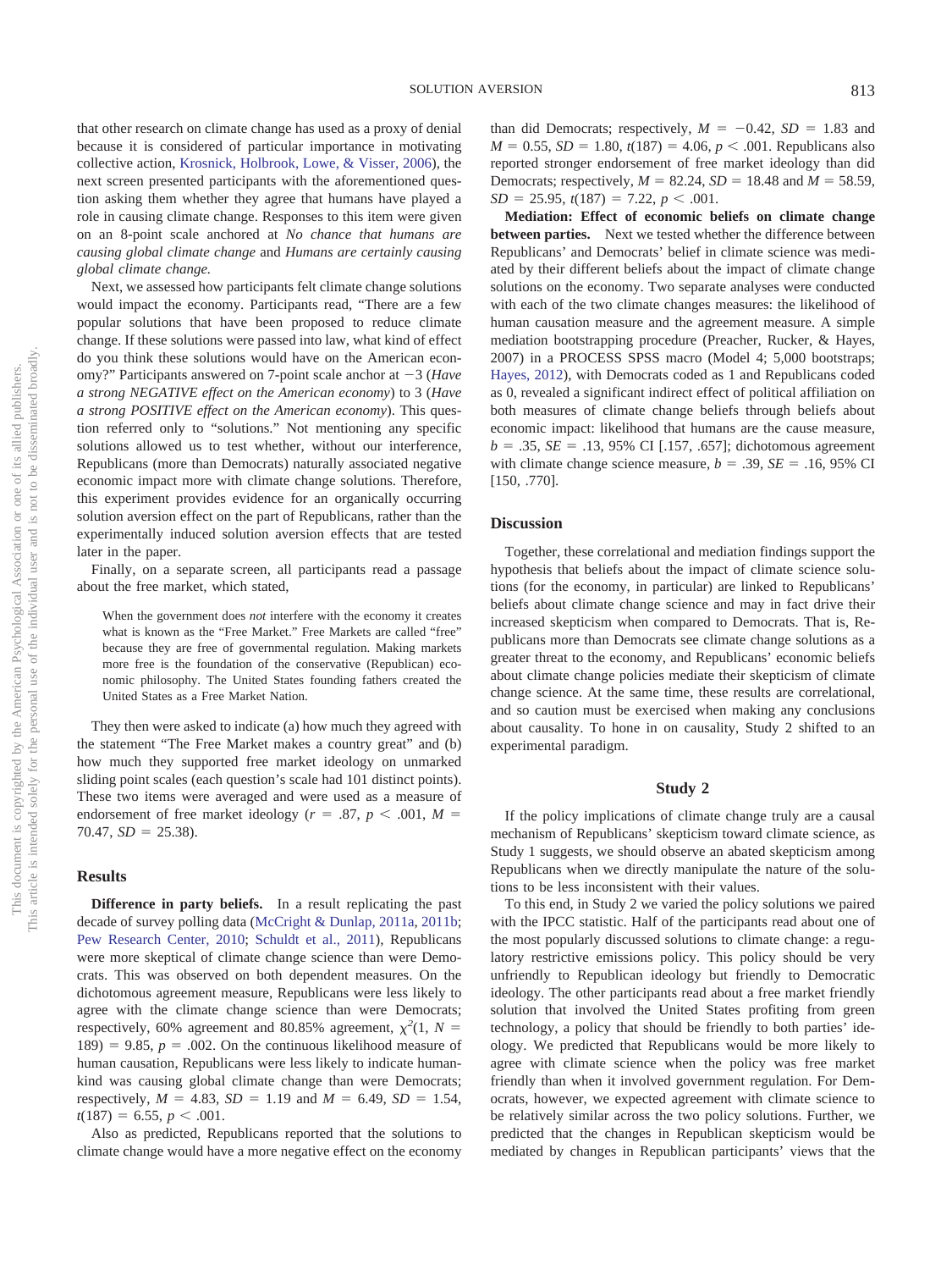that other research on climate change has used as a proxy of denial because it is considered of particular importance in motivating collective action, Krosnick, Holbrook, Lowe, & Visser, 2006), the next screen presented participants with the aforementioned question asking them whether they agree that humans have played a role in causing climate change. Responses to this item were given on an 8-point scale anchored at *No chance that humans are causing global climate change* and *Humans are certainly causing global climate change.*

Next, we assessed how participants felt climate change solutions would impact the economy. Participants read, "There are a few popular solutions that have been proposed to reduce climate change. If these solutions were passed into law, what kind of effect do you think these solutions would have on the American economy?" Participants answered on 7-point scale anchor at −3 (*Have a strong NEGATIVE effect on the American economy*) to 3 (*Have a strong POSITIVE effect on the American economy*). This question referred only to "solutions." Not mentioning any specific solutions allowed us to test whether, without our interference, Republicans (more than Democrats) naturally associated negative economic impact more with climate change solutions. Therefore, this experiment provides evidence for an organically occurring solution aversion effect on the part of Republicans, rather than the experimentally induced solution aversion effects that are tested later in the paper.

Finally, on a separate screen, all participants read a passage about the free market, which stated,

> When the government does *not* interfere with the economy it creates what is known as the "Free Market." Free Markets are called "free" because they are free of governmental regulation. Making markets more free is the foundation of the conservative (Republican) economic philosophy. The United States founding fathers created the United States as a Free Market Nation.

They then were asked to indicate (a) how much they agreed with the statement "The Free Market makes a country great" and (b) how much they supported free market ideology on unmarked sliding point scales (each question's scale had 101 distinct points). These two items were averaged and were used as a measure of endorsement of free market ideology ($r$ = .87, $p$ < .001, $M$ = 70.47, $SD$ = 25.38).

## Results

**Difference in party beliefs.** In a result replicating the past decade of survey polling data (McCright & Dunlap, 2011a, 2011b; Pew Research Center, 2010; Schuldt et al., 2011), Republicans were more skeptical of climate change science than were Democrats. This was observed on both dependent measures. On the dichotomous agreement measure, Republicans were less likely to agree with the climate change science than were Democrats; respectively, 60% agreement and 80.85% agreement, $\chi^2(1, N = 189) = 9.85$, $p = .002$. On the continuous likelihood measure of human causation, Republicans were less likely to indicate humankind was causing global climate change than were Democrats; respectively, $M$ = 4.83, $SD$ = 1.19 and $M$ = 6.49, $SD$ = 1.54, $t(187) = 6.55$, $p < .001$.

Also as predicted, Republicans reported that the solutions to climate change would have a more negative effect on the economy than did Democrats; respectively, $M$ = −0.42, $SD$ = 1.83 and $M$ = 0.55, $SD$ = 1.80, $t(187) = 4.06$, $p < .001$. Republicans also reported stronger endorsement of free market ideology than did Democrats; respectively, $M$ = 82.24, $SD$ = 18.48 and $M$ = 58.59, $SD$ = 25.95, $t(187) = 7.22$, $p < .001$.

**Mediation: Effect of economic beliefs on climate change between parties.** Next we tested whether the difference between Republicans' and Democrats' belief in climate science was mediated by their different beliefs about the impact of climate change solutions on the economy. Two separate analyses were conducted with each of the two climate changes measures: the likelihood of human causation measure and the agreement measure. A simple mediation bootstrapping procedure (Preacher, Rucker, & Hayes, 2007) in a PROCESS SPSS macro (Model 4; 5,000 bootstraps; Hayes, 2012), with Democrats coded as 1 and Republicans coded as 0, revealed a significant indirect effect of political affiliation on both measures of climate change beliefs through beliefs about economic impact: likelihood that humans are the cause measure, $b$ = .35, $SE$ = .13, 95% CI [.157, .657]; dichotomous agreement with climate change science measure, $b$ = .39, $SE$ = .16, 95% CI [150, .770].

## Discussion

Together, these correlational and mediation findings support the hypothesis that beliefs about the impact of climate science solutions (for the economy, in particular) are linked to Republicans' beliefs about climate change science and may in fact drive their increased skepticism when compared to Democrats. That is, Republicans more than Democrats see climate change solutions as a greater threat to the economy, and Republicans' economic beliefs about climate change policies mediate their skepticism of climate change science. At the same time, these results are correlational, and so caution must be exercised when making any conclusions about causality. To hone in on causality, Study 2 shifted to an experimental paradigm.

# Study 2

If the policy implications of climate change truly are a causal mechanism of Republicans' skepticism toward climate science, as Study 1 suggests, we should observe an abated skepticism among Republicans when we directly manipulate the nature of the solutions to be less inconsistent with their values.

To this end, in Study 2 we varied the policy solutions we paired with the IPCC statistic. Half of the participants read about one of the most popularly discussed solutions to climate change: a regulatory restrictive emissions policy. This policy should be very unfriendly to Republican ideology but friendly to Democratic ideology. The other participants read about a free market friendly solution that involved the United States profiting from green technology, a policy that should be friendly to both parties' ideology. We predicted that Republicans would be more likely to agree with climate science when the policy was free market friendly than when it involved government regulation. For Democrats, however, we expected agreement with climate science to be relatively similar across the two policy solutions. Further, we predicted that the changes in Republican skepticism would be mediated by changes in Republican participants' views that the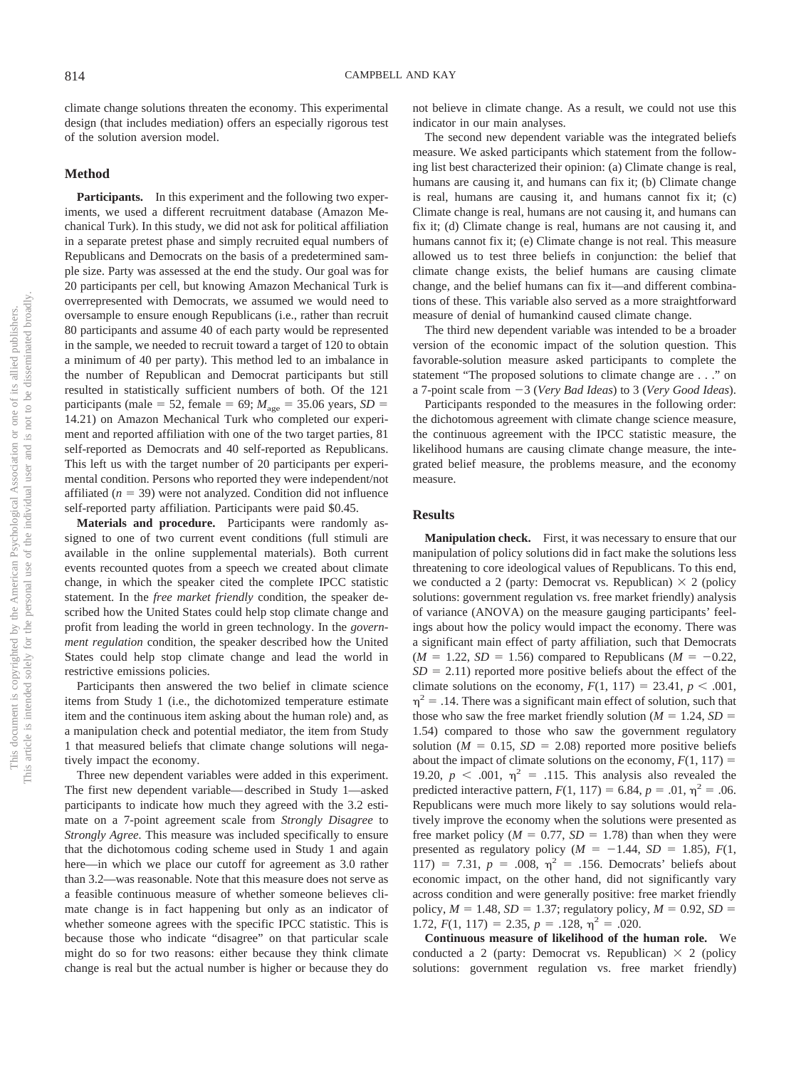climate change solutions threaten the economy. This experimental design (that includes mediation) offers an especially rigorous test of the solution aversion model.

### Method

**Participants.** In this experiment and the following two experiments, we used a different recruitment database (Amazon Mechanical Turk). In this study, we did not ask for political affiliation in a separate pretest phase and simply recruited equal numbers of Republicans and Democrats on the basis of a predetermined sample size. Party was assessed at the end the study. Our goal was for 20 participants per cell, but knowing Amazon Mechanical Turk is overrepresented with Democrats, we assumed we would need to oversample to ensure enough Republicans (i.e., rather than recruit 80 participants and assume 40 of each party would be represented in the sample, we needed to recruit toward a target of 120 to obtain a minimum of 40 per party). This method led to an imbalance in the number of Republican and Democrat participants but still resulted in statistically sufficient numbers of both. Of the 121 participants (male = 52, female = 69; $M_{age}$ = 35.06 years, $SD$ = 14.21) on Amazon Mechanical Turk who completed our experiment and reported affiliation with one of the two target parties, 81 self-reported as Democrats and 40 self-reported as Republicans. This left us with the target number of 20 participants per experimental condition. Persons who reported they were independent/not affiliated ($n$ = 39) were not analyzed. Condition did not influence self-reported party affiliation. Participants were paid $0.45.

**Materials and procedure.** Participants were randomly assigned to one of two current event conditions (full stimuli are available in the online supplemental materials). Both current events recounted quotes from a speech we created about climate change, in which the speaker cited the complete IPCC statistic statement. In the *free market friendly* condition, the speaker described how the United States could help stop climate change and profit from leading the world in green technology. In the *government regulation* condition, the speaker described how the United States could help stop climate change and lead the world in restrictive emissions policies.

Participants then answered the two belief in climate science items from Study 1 (i.e., the dichotomized temperature estimate item and the continuous item asking about the human role) and, as a manipulation check and potential mediator, the item from Study 1 that measured beliefs that climate change solutions will negatively impact the economy.

Three new dependent variables were added in this experiment. The first new dependent variable—described in Study 1—asked participants to indicate how much they agreed with the 3.2 estimate on a 7-point agreement scale from *Strongly Disagree* to *Strongly Agree*. This measure was included specifically to ensure that the dichotomous coding scheme used in Study 1 and again here—in which we place our cutoff for agreement as 3.0 rather than 3.2—was reasonable. Note that this measure does not serve as a feasible continuous measure of whether someone believes climate change is in fact happening but only as an indicator of whether someone agrees with the specific IPCC statistic. This is because those who indicate "disagree" on that particular scale might do so for two reasons: either because they think climate change is real but the actual number is higher or because they do not believe in climate change. As a result, we could not use this indicator in our main analyses.

The second new dependent variable was the integrated beliefs measure. We asked participants which statement from the following list best characterized their opinion: (a) Climate change is real, humans are causing it, and humans can fix it; (b) Climate change is real, humans are causing it, and humans cannot fix it; (c) Climate change is real, humans are not causing it, and humans can fix it; (d) Climate change is real, humans are not causing it, and humans cannot fix it; (e) Climate change is not real. This measure allowed us to test three beliefs in conjunction: the belief that climate change exists, the belief humans are causing climate change, and the belief humans can fix it—and different combinations of these. This variable also served as a more straightforward measure of denial of humankind caused climate change.

The third new dependent variable was intended to be a broader version of the economic impact of the solution question. This favorable-solution measure asked participants to complete the statement "The proposed solutions to climate change are . . ." on a 7-point scale from −3 (*Very Bad Ideas*) to 3 (*Very Good Ideas*).

Participants responded to the measures in the following order: the dichotomous agreement with climate change science measure, the continuous agreement with the IPCC statistic measure, the likelihood humans are causing climate change measure, the integrated belief measure, the problems measure, and the economy measure.

### Results

**Manipulation check.** First, it was necessary to ensure that our manipulation of policy solutions did in fact make the solutions less threatening to core ideological values of Republicans. To this end, we conducted a 2 (party: Democrat vs. Republican) × 2 (policy solutions: government regulation vs. free market friendly) analysis of variance (ANOVA) on the measure gauging participants' feelings about how the policy would impact the economy. There was a significant main effect of party affiliation, such that Democrats ($M$ = 1.22, $SD$ = 1.56) compared to Republicans ($M$ = −0.22, $SD$ = 2.11) reported more positive beliefs about the effect of the climate solutions on the economy, $F(1, 117) = 23.41$, $p < .001$, $\eta^2 = .14$. There was a significant main effect of solution, such that those who saw the free market friendly solution ($M$ = 1.24, $SD$ = 1.54) compared to those who saw the government regulatory solution ($M$ = 0.15, $SD$ = 2.08) reported more positive beliefs about the impact of climate solutions on the economy, $F(1, 117) = 19.20$, $p < .001$, $\eta^2 = .115$. This analysis also revealed the predicted interactive pattern, $F(1, 117) = 6.84$, $p = .01$, $\eta^2 = .06$. Republicans were much more likely to say solutions would relatively improve the economy when the solutions were presented as free market policy ($M$ = 0.77, $SD$ = 1.78) than when they were presented as regulatory policy ($M$ = −1.44, $SD$ = 1.85), $F(1, 117) = 7.31$, $p = .008$, $\eta^2 = .156$. Democrats' beliefs about economic impact, on the other hand, did not significantly vary across condition and were generally positive: free market friendly policy, $M$ = 1.48, $SD$ = 1.37; regulatory policy, $M$ = 0.92, $SD$ = 1.72, $F(1, 117) = 2.35$, $p = .128$, $\eta^2 = .020$.

**Continuous measure of likelihood of the human role.** We conducted a 2 (party: Democrat vs. Republican) × 2 (policy solutions: government regulation vs. free market friendly)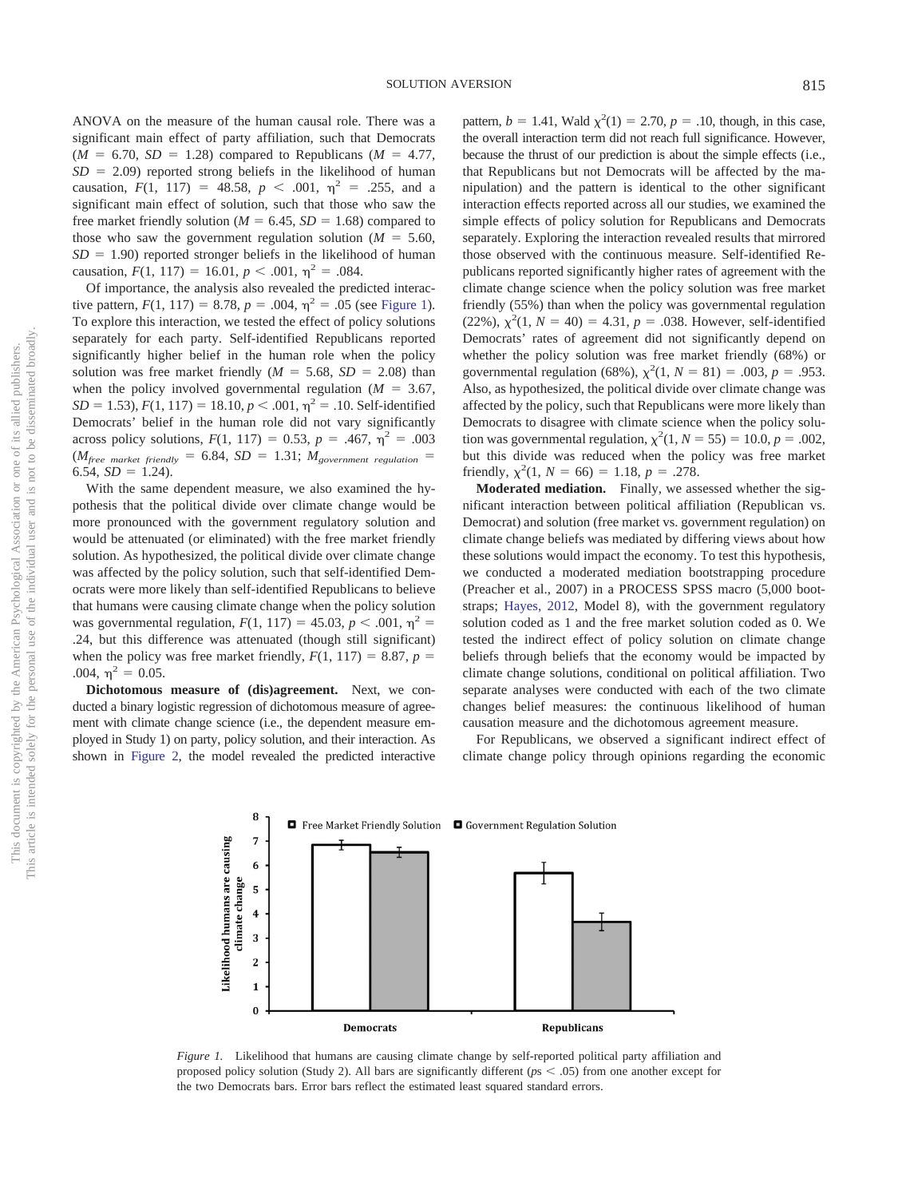ANOVA on the measure of the human causal role. There was a significant main effect of party affiliation, such that Democrats ($M$ = 6.70, $SD$ = 1.28) compared to Republicans ($M$ = 4.77, $SD$ = 2.09) reported strong beliefs in the likelihood of human causation, $F(1, 117)$ = 48.58, $p$ < .001, $\eta^2$ = .255, and a significant main effect of solution, such that those who saw the free market friendly solution ($M$ = 6.45, $SD$ = 1.68) compared to those who saw the government regulation solution ($M$ = 5.60, $SD$ = 1.90) reported stronger beliefs in the likelihood of human causation, $F(1, 117)$ = 16.01, $p$ < .001, $\eta^2$ = .084.

Of importance, the analysis also revealed the predicted interactive pattern, $F(1, 117)$ = 8.78, $p$ = .004, $\eta^2$ = .05 (see Figure 1). To explore this interaction, we tested the effect of policy solutions separately for each party. Self-identified Republicans reported significantly higher belief in the human role when the policy solution was free market friendly ($M$ = 5.68, $SD$ = 2.08) than when the policy involved governmental regulation ($M$ = 3.67, $SD$ = 1.53), $F(1, 117)$ = 18.10, $p$ < .001, $\eta^2$ = .10. Self-identified Democrats' belief in the human role did not vary significantly across policy solutions, $F(1, 117)$ = 0.53, $p$ = .467, $\eta^2$ = .003 ($M_{free\ market\ friendly}$ = 6.84, $SD$ = 1.31; $M_{government\ regulation}$ = 6.54, $SD$ = 1.24).

With the same dependent measure, we also examined the hypothesis that the political divide over climate change would be more pronounced with the government regulatory solution and would be attenuated (or eliminated) with the free market friendly solution. As hypothesized, the political divide over climate change was affected by the policy solution, such that self-identified Democrats were more likely than self-identified Republicans to believe that humans were causing climate change when the policy solution was governmental regulation, $F(1, 117)$ = 45.03, $p$ < .001, $\eta^2$ = .24, but this difference was attenuated (though still significant) when the policy was free market friendly, $F(1, 117)$ = 8.87, $p$ = .004, $\eta^2$ = 0.05.

**Dichotomous measure of (dis)agreement.** Next, we conducted a binary logistic regression of dichotomous measure of agreement with climate change science (i.e., the dependent measure employed in Study 1) on party, policy solution, and their interaction. As shown in Figure 2, the model revealed the predicted interactive pattern, $b$ = 1.41, Wald $\chi^2(1)$ = 2.70, $p$ = .10, though, in this case, the overall interaction term did not reach full significance. However, because the thrust of our prediction is about the simple effects (i.e., that Republicans but not Democrats will be affected by the manipulation) and the pattern is identical to the other significant interaction effects reported across all our studies, we examined the simple effects of policy solution for Republicans and Democrats separately. Exploring the interaction revealed results that mirrored those observed with the continuous measure. Self-identified Republicans reported significantly higher rates of agreement with the climate change science when the policy solution was free market friendly (55%) than when the policy was governmental regulation (22%), $\chi^2(1, N = 40)$ = 4.31, $p$ = .038. However, self-identified Democrats' rates of agreement did not significantly depend on whether the policy solution was free market friendly (68%) or governmental regulation (68%), $\chi^2(1, N = 81)$ = .003, $p$ = .953. Also, as hypothesized, the political divide over climate change was affected by the policy, such that Republicans were more likely than Democrats to disagree with climate science when the policy solution was governmental regulation, $\chi^2(1, N = 55)$ = 10.0, $p$ = .002, but this divide was reduced when the policy was free market friendly, $\chi^2(1, N = 66)$ = 1.18, $p$ = .278.

**Moderated mediation.** Finally, we assessed whether the significant interaction between political affiliation (Republican vs. Democrat) and solution (free market vs. government regulation) on climate change beliefs was mediated by differing views about how these solutions would impact the economy. To test this hypothesis, we conducted a moderated mediation bootstrapping procedure (Preacher et al., 2007) in a PROCESS SPSS macro (5,000 bootstraps; Hayes, 2012, Model 8), with the government regulatory solution coded as 1 and the free market solution coded as 0. We tested the indirect effect of policy solution on climate change beliefs through beliefs that the economy would be impacted by climate change solutions, conditional on political affiliation. Two separate analyses were conducted with each of the two climate changes belief measures: the continuous likelihood of human causation measure and the dichotomous agreement measure.

For Republicans, we observed a significant indirect effect of climate change policy through opinions regarding the economic

*Figure 1.* Likelihood that humans are causing climate change by self-reported political party affiliation and proposed policy solution (Study 2). All bars are significantly different ($ps$ < .05) from one another except for the two Democrats bars. Error bars reflect the estimated least squared standard errors.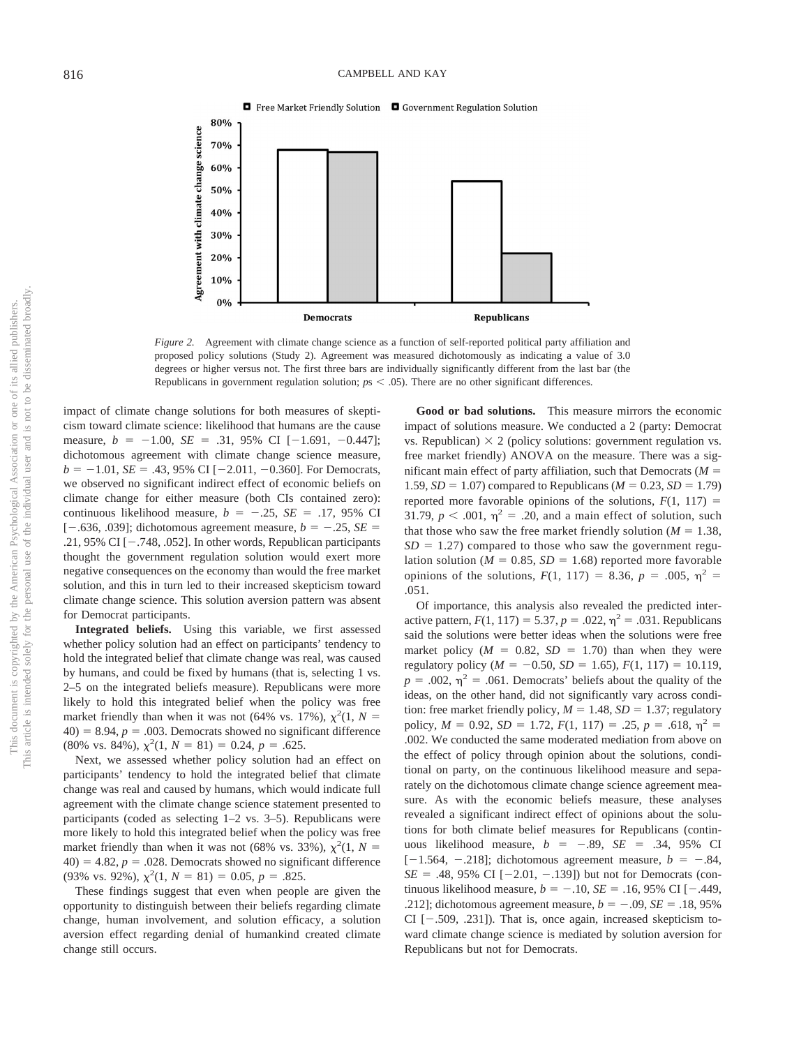Free Market Friendly Solution  Government Regulation Solution

*Figure 2.* Agreement with climate change science as a function of self-reported political party affiliation and proposed policy solutions (Study 2). Agreement was measured dichotomously as indicating a value of 3.0 degrees or higher versus not. The first three bars are individually significantly different from the last bar (the Republicans in government regulation solution; $ps < .05$). There are no other significant differences.

impact of climate change solutions for both measures of skepticism toward climate science: likelihood that humans are the cause measure, $b = -1.00$, $SE = .31$, 95% CI [−1.691, −0.447]; dichotomous agreement with climate change science measure, $b = -1.01$, $SE = .43$, 95% CI [−2.011, −0.360]. For Democrats, we observed no significant indirect effect of economic beliefs on climate change for either measure (both CIs contained zero): continuous likelihood measure, $b = -.25$, $SE = .17$, 95% CI [−.636, .039]; dichotomous agreement measure, $b = -.25$, $SE = .21$, 95% CI [−.748, .052]. In other words, Republican participants thought the government regulation solution would exert more negative consequences on the economy than would the free market solution, and this in turn led to their increased skepticism toward climate change science. This solution aversion pattern was absent for Democrat participants.

**Integrated beliefs.** Using this variable, we first assessed whether policy solution had an effect on participants' tendency to hold the integrated belief that climate change was real, was caused by humans, and could be fixed by humans (that is, selecting 1 vs. 2–5 on the integrated beliefs measure). Republicans were more likely to hold this integrated belief when the policy was free market friendly than when it was not (64% vs. 17%), $\chi^2(1, N = 40) = 8.94$, $p = .003$. Democrats showed no significant difference (80% vs. 84%), $\chi^2(1, N = 81) = 0.24$, $p = .625$.

Next, we assessed whether policy solution had an effect on participants' tendency to hold the integrated belief that climate change was real and caused by humans, which would indicate full agreement with the climate change science statement presented to participants (coded as selecting 1–2 vs. 3–5). Republicans were more likely to hold this integrated belief when the policy was free market friendly than when it was not (68% vs. 33%), $\chi^2(1, N = 40) = 4.82$, $p = .028$. Democrats showed no significant difference (93% vs. 92%), $\chi^2(1, N = 81) = 0.05$, $p = .825$.

These findings suggest that even when people are given the opportunity to distinguish between their beliefs regarding climate change, human involvement, and solution efficacy, a solution aversion effect regarding denial of humankind created climate change still occurs.

**Good or bad solutions.** This measure mirrors the economic impact of solutions measure. We conducted a 2 (party: Democrat vs. Republican) × 2 (policy solutions: government regulation vs. free market friendly) ANOVA on the measure. There was a significant main effect of party affiliation, such that Democrats ($M = 1.59$, $SD = 1.07$) compared to Republicans ($M = 0.23$, $SD = 1.79$) reported more favorable opinions of the solutions, $F(1, 117) = 31.79$, $p < .001$, $\eta^2 = .20$, and a main effect of solution, such that those who saw the free market friendly solution ($M = 1.38$, $SD = 1.27$) compared to those who saw the government regulation solution ($M = 0.85$, $SD = 1.68$) reported more favorable opinions of the solutions, $F(1, 117) = 8.36$, $p = .005$, $\eta^2 = .051$.

Of importance, this analysis also revealed the predicted interactive pattern, $F(1, 117) = 5.37$, $p = .022$, $\eta^2 = .031$. Republicans said the solutions were better ideas when the solutions were free market policy ($M = 0.82$, $SD = 1.70$) than when they were regulatory policy ($M = -0.50$, $SD = 1.65$), $F(1, 117) = 10.119$, $p = .002$, $\eta^2 = .061$. Democrats' beliefs about the quality of the ideas, on the other hand, did not significantly vary across condition: free market friendly policy, $M = 1.48$, $SD = 1.37$; regulatory policy, $M = 0.92$, $SD = 1.72$, $F(1, 117) = .25$, $p = .618$, $\eta^2 = .002$. We conducted the same moderated mediation from above on the effect of policy through opinion about the solutions, conditional on party, on the continuous likelihood measure and separately on the dichotomous climate change science agreement measure. As with the economic beliefs measure, these analyses revealed a significant indirect effect of opinions about the solutions for both climate belief measures for Republicans (continuous likelihood measure, $b = -.89$, $SE = .34$, 95% CI [−1.564, −.218]; dichotomous agreement measure, $b = -.84$, $SE = .48$, 95% CI [−2.01, −.139]) but not for Democrats (continuous likelihood measure, $b = -.10$, $SE = .16$, 95% CI [−.449, .212]; dichotomous agreement measure, $b = -.09$, $SE = .18$, 95% CI [−.509, .231]). That is, once again, increased skepticism toward climate change science is mediated by solution aversion for Republicans but not for Democrats.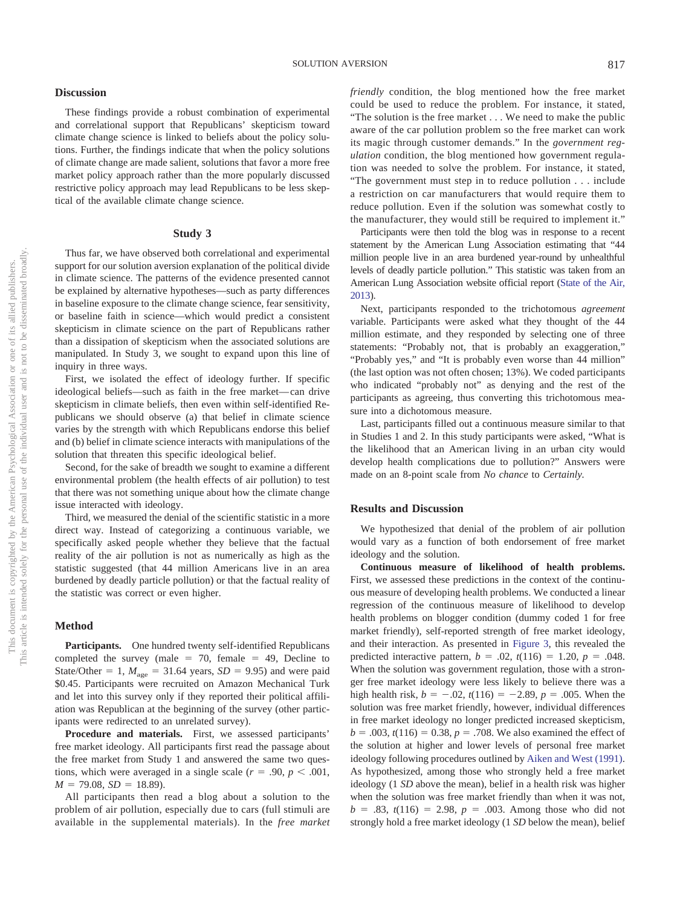## Discussion

These findings provide a robust combination of experimental and correlational support that Republicans' skepticism toward climate change science is linked to beliefs about the policy solutions. Further, the findings indicate that when the policy solutions of climate change are made salient, solutions that favor a more free market policy approach rather than the more popularly discussed restrictive policy approach may lead Republicans to be less skeptical of the available climate change science.

## Study 3

Thus far, we have observed both correlational and experimental support for our solution aversion explanation of the political divide in climate science. The patterns of the evidence presented cannot be explained by alternative hypotheses—such as party differences in baseline exposure to the climate change science, fear sensitivity, or baseline faith in science—which would predict a consistent skepticism in climate science on the part of Republicans rather than a dissipation of skepticism when the associated solutions are manipulated. In Study 3, we sought to expand upon this line of inquiry in three ways.

First, we isolated the effect of ideology further. If specific ideological beliefs—such as faith in the free market—can drive skepticism in climate beliefs, then even within self-identified Republicans we should observe (a) that belief in climate science varies by the strength with which Republicans endorse this belief and (b) belief in climate science interacts with manipulations of the solution that threaten this specific ideological belief.

Second, for the sake of breadth we sought to examine a different environmental problem (the health effects of air pollution) to test that there was not something unique about how the climate change issue interacted with ideology.

Third, we measured the denial of the scientific statistic in a more direct way. Instead of categorizing a continuous variable, we specifically asked people whether they believe that the factual reality of the air pollution is not as numerically as high as the statistic suggested (that 44 million Americans live in an area burdened by deadly particle pollution) or that the factual reality of the statistic was correct or even higher.

## Method

**Participants.** One hundred twenty self-identified Republicans completed the survey (male = 70, female = 49, Decline to State/Other = 1, $M_{age}$ = 31.64 years, $SD$ = 9.95) and were paid $0.45. Participants were recruited on Amazon Mechanical Turk and let into this survey only if they reported their political affiliation was Republican at the beginning of the survey (other participants were redirected to an unrelated survey).

**Procedure and materials.** First, we assessed participants' free market ideology. All participants first read the passage about the free market from Study 1 and answered the same two questions, which were averaged in a single scale ($r$ = .90, $p$ < .001, $M$ = 79.08, $SD$ = 18.89).

All participants then read a blog about a solution to the problem of air pollution, especially due to cars (full stimuli are available in the supplemental materials). In the *free market friendly* condition, the blog mentioned how the free market could be used to reduce the problem. For instance, it stated, "The solution is the free market . . . We need to make the public aware of the car pollution problem so the free market can work its magic through customer demands." In the *government regulation* condition, the blog mentioned how government regulation was needed to solve the problem. For instance, it stated, "The government must step in to reduce pollution . . . include a restriction on car manufacturers that would require them to reduce pollution. Even if the solution was somewhat costly to the manufacturer, they would still be required to implement it."

Participants were then told the blog was in response to a recent statement by the American Lung Association estimating that "44 million people live in an area burdened year-round by unhealthful levels of deadly particle pollution." This statistic was taken from an American Lung Association website official report (State of the Air, 2013).

Next, participants responded to the trichotomous *agreement* variable. Participants were asked what they thought of the 44 million estimate, and they responded by selecting one of three statements: "Probably not, that is probably an exaggeration," "Probably yes," and "It is probably even worse than 44 million" (the last option was not often chosen; 13%). We coded participants who indicated "probably not" as denying and the rest of the participants as agreeing, thus converting this trichotomous measure into a dichotomous measure.

Last, participants filled out a continuous measure similar to that in Studies 1 and 2. In this study participants were asked, "What is the likelihood that an American living in an urban city would develop health complications due to pollution?" Answers were made on an 8-point scale from *No chance* to *Certainly.*

## Results and Discussion

We hypothesized that denial of the problem of air pollution would vary as a function of both endorsement of free market ideology and the solution.

**Continuous measure of likelihood of health problems.** First, we assessed these predictions in the context of the continuous measure of developing health problems. We conducted a linear regression of the continuous measure of likelihood to develop health problems on blogger condition (dummy coded 1 for free market friendly), self-reported strength of free market ideology, and their interaction. As presented in Figure 3, this revealed the predicted interactive pattern, $b$ = .02, $t(116)$ = 1.20, $p$ = .048. When the solution was government regulation, those with a stronger free market ideology were less likely to believe there was a high health risk, $b$ = −.02, $t(116)$ = −2.89, $p$ = .005. When the solution was free market friendly, however, individual differences in free market ideology no longer predicted increased skepticism, $b$ = .003, $t(116)$ = 0.38, $p$ = .708. We also examined the effect of the solution at higher and lower levels of personal free market ideology following procedures outlined by Aiken and West (1991). As hypothesized, among those who strongly held a free market ideology (1 $SD$ above the mean), belief in a health risk was higher when the solution was free market friendly than when it was not, $b$ = .83, $t(116)$ = 2.98, $p$ = .003. Among those who did not strongly hold a free market ideology (1 $SD$ below the mean), belief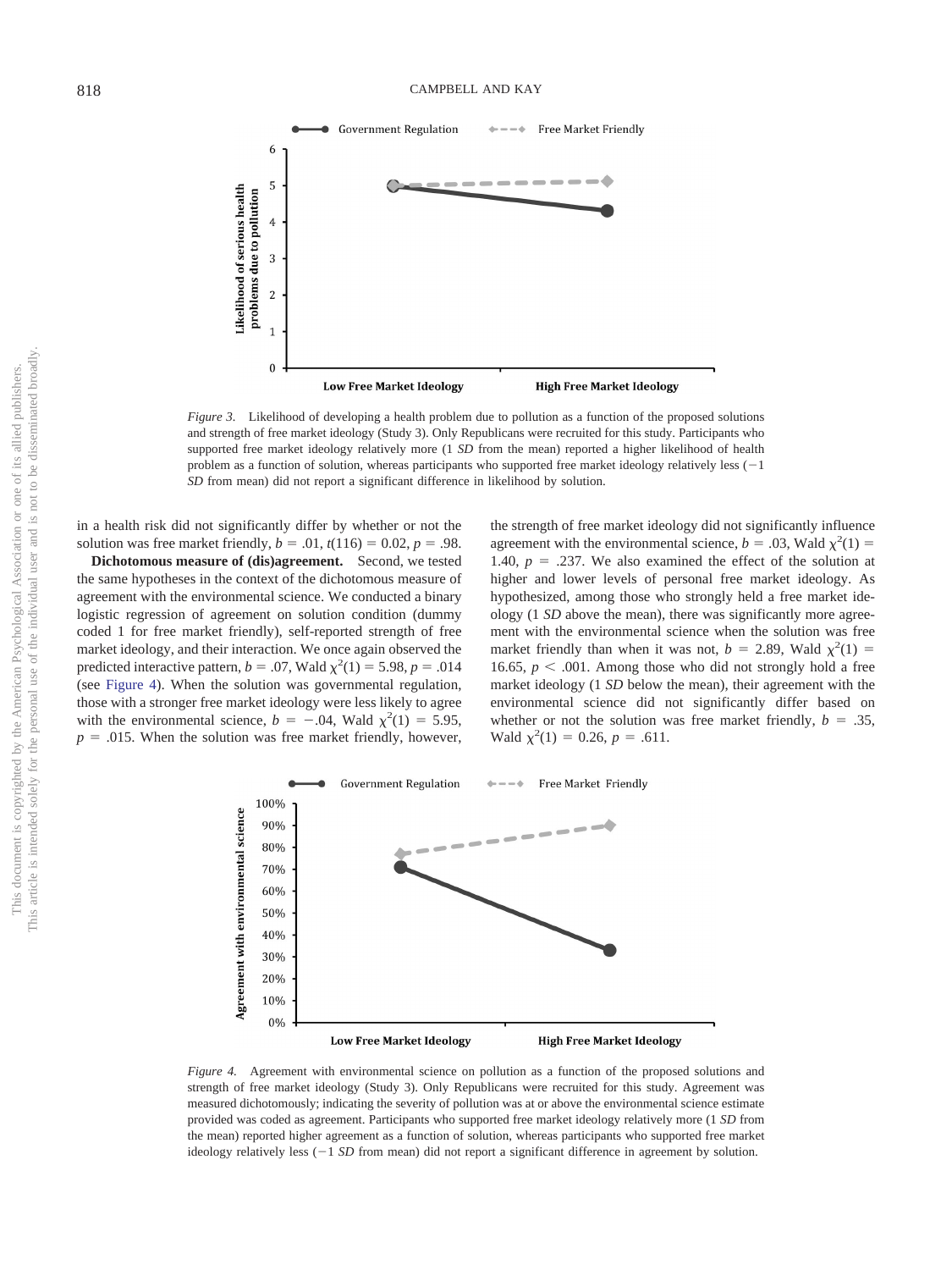*Figure 3.* Likelihood of developing a health problem due to pollution as a function of the proposed solutions and strength of free market ideology (Study 3). Only Republicans were recruited for this study. Participants who supported free market ideology relatively more (1 *SD* from the mean) reported a higher likelihood of health problem as a function of solution, whereas participants who supported free market ideology relatively less (−1 *SD* from mean) did not report a significant difference in likelihood by solution.

in a health risk did not significantly differ by whether or not the solution was free market friendly, $b = .01$, $t(116) = 0.02$, $p = .98$.

**Dichotomous measure of (dis)agreement.** Second, we tested the same hypotheses in the context of the dichotomous measure of agreement with the environmental science. We conducted a binary logistic regression of agreement on solution condition (dummy coded 1 for free market friendly), self-reported strength of free market ideology, and their interaction. We once again observed the predicted interactive pattern, $b = .07$, Wald $\chi^2(1) = 5.98$, $p = .014$ (see Figure 4). When the solution was governmental regulation, those with a stronger free market ideology were less likely to agree with the environmental science, $b = -.04$, Wald $\chi^2(1) = 5.95$, $p = .015$. When the solution was free market friendly, however, the strength of free market ideology did not significantly influence agreement with the environmental science, $b = .03$, Wald $\chi^2(1) = 1.40$, $p = .237$. We also examined the effect of the solution at higher and lower levels of personal free market ideology. As hypothesized, among those who strongly held a free market ideology (1 *SD* above the mean), there was significantly more agreement with the environmental science when the solution was free market friendly than when it was not, $b = 2.89$, Wald $\chi^2(1) = 16.65$, $p < .001$. Among those who did not strongly hold a free market ideology (1 *SD* below the mean), their agreement with the environmental science did not significantly differ based on whether or not the solution was free market friendly, $b = .35$, Wald $\chi^2(1) = 0.26$, $p = .611$.

*Figure 4.* Agreement with environmental science on pollution as a function of the proposed solutions and strength of free market ideology (Study 3). Only Republicans were recruited for this study. Agreement was measured dichotomously; indicating the severity of pollution was at or above the environmental science estimate provided was coded as agreement. Participants who supported free market ideology relatively more (1 *SD* from the mean) reported higher agreement as a function of solution, whereas participants who supported free market ideology relatively less (−1 *SD* from mean) did not report a significant difference in agreement by solution.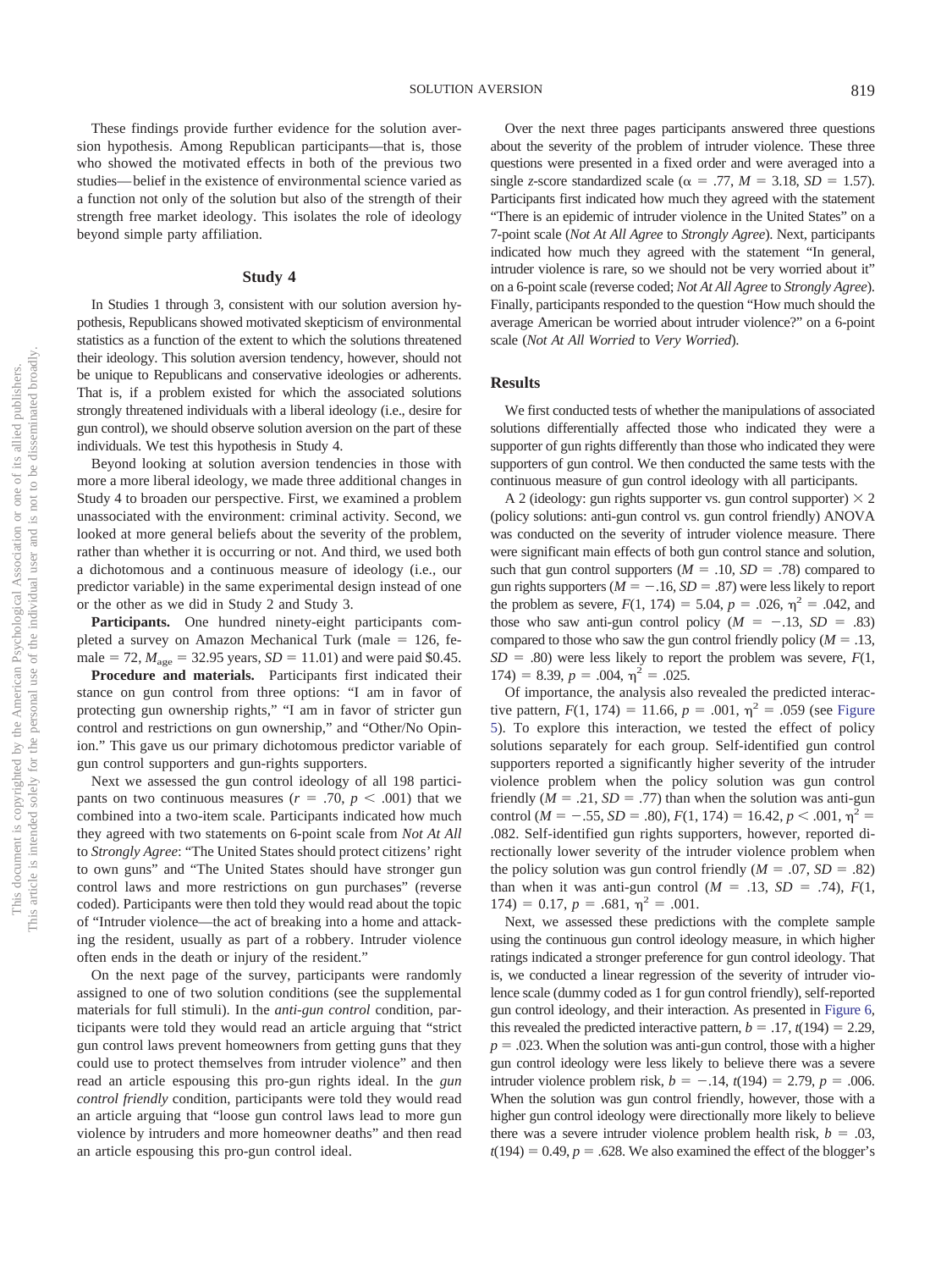These findings provide further evidence for the solution aversion hypothesis. Among Republican participants—that is, those who showed the motivated effects in both of the previous two studies—belief in the existence of environmental science varied as a function not only of the solution but also of the strength of their strength free market ideology. This isolates the role of ideology beyond simple party affiliation.

## Study 4

In Studies 1 through 3, consistent with our solution aversion hypothesis, Republicans showed motivated skepticism of environmental statistics as a function of the extent to which the solutions threatened their ideology. This solution aversion tendency, however, should not be unique to Republicans and conservative ideologies or adherents. That is, if a problem existed for which the associated solutions strongly threatened individuals with a liberal ideology (i.e., desire for gun control), we should observe solution aversion on the part of these individuals. We test this hypothesis in Study 4.

Beyond looking at solution aversion tendencies in those with more a more liberal ideology, we made three additional changes in Study 4 to broaden our perspective. First, we examined a problem unassociated with the environment: criminal activity. Second, we looked at more general beliefs about the severity of the problem, rather than whether it is occurring or not. And third, we used both a dichotomous and a continuous measure of ideology (i.e., our predictor variable) in the same experimental design instead of one or the other as we did in Study 2 and Study 3.

**Participants.** One hundred ninety-eight participants completed a survey on Amazon Mechanical Turk (male = 126, female = 72, $M_{age}$ = 32.95 years, $SD$ = 11.01) and were paid \$0.45.

**Procedure and materials.** Participants first indicated their stance on gun control from three options: "I am in favor of protecting gun ownership rights," "I am in favor of stricter gun control and restrictions on gun ownership," and "Other/No Opinion." This gave us our primary dichotomous predictor variable of gun control supporters and gun-rights supporters.

Next we assessed the gun control ideology of all 198 participants on two continuous measures ($r$ = .70, $p$ < .001) that we combined into a two-item scale. Participants indicated how much they agreed with two statements on 6-point scale from *Not At All* to *Strongly Agree*: "The United States should protect citizens' right to own guns" and "The United States should have stronger gun control laws and more restrictions on gun purchases" (reverse coded). Participants were then told they would read about the topic of "Intruder violence—the act of breaking into a home and attacking the resident, usually as part of a robbery. Intruder violence often ends in the death or injury of the resident."

On the next page of the survey, participants were randomly assigned to one of two solution conditions (see the supplemental materials for full stimuli). In the *anti-gun control* condition, participants were told they would read an article arguing that "strict gun control laws prevent homeowners from getting guns that they could use to protect themselves from intruder violence" and then read an article espousing this pro-gun rights ideal. In the *gun control friendly* condition, participants were told they would read an article arguing that "loose gun control laws lead to more gun violence by intruders and more homeowner deaths" and then read an article espousing this pro-gun control ideal.

Over the next three pages participants answered three questions about the severity of the problem of intruder violence. These three questions were presented in a fixed order and were averaged into a single $z$-score standardized scale ($\alpha$ = .77, $M$ = 3.18, $SD$ = 1.57). Participants first indicated how much they agreed with the statement "There is an epidemic of intruder violence in the United States" on a 7-point scale (*Not At All Agree* to *Strongly Agree*). Next, participants indicated how much they agreed with the statement "In general, intruder violence is rare, so we should not be very worried about it" on a 6-point scale (reverse coded; *Not At All Agree* to *Strongly Agree*). Finally, participants responded to the question "How much should the average American be worried about intruder violence?" on a 6-point scale (*Not At All Worried* to *Very Worried*).

### Results

We first conducted tests of whether the manipulations of associated solutions differentially affected those who indicated they were a supporter of gun rights differently than those who indicated they were supporters of gun control. We then conducted the same tests with the continuous measure of gun control ideology with all participants.

A 2 (ideology: gun rights supporter vs. gun control supporter) × 2 (policy solutions: anti-gun control vs. gun control friendly) ANOVA was conducted on the severity of intruder violence measure. There were significant main effects of both gun control stance and solution, such that gun control supporters ($M$ = .10, $SD$ = .78) compared to gun rights supporters ($M$ = −.16, $SD$ = .87) were less likely to report the problem as severe, $F(1, 174)$ = 5.04, $p$ = .026, $\eta^2$ = .042, and those who saw anti-gun control policy ($M$ = −.13, $SD$ = .83) compared to those who saw the gun control friendly policy ($M$ = .13, $SD$ = .80) were less likely to report the problem was severe, $F(1, 174)$ = 8.39, $p$ = .004, $\eta^2$ = .025.

Of importance, the analysis also revealed the predicted interactive pattern, $F(1, 174)$ = 11.66, $p$ = .001, $\eta^2$ = .059 (see Figure 5). To explore this interaction, we tested the effect of policy solutions separately for each group. Self-identified gun control supporters reported a significantly higher severity of the intruder violence problem when the policy solution was gun control friendly ($M$ = .21, $SD$ = .77) than when the solution was anti-gun control ($M$ = −.55, $SD$ = .80), $F(1, 174)$ = 16.42, $p$ < .001, $\eta^2$ = .082. Self-identified gun rights supporters, however, reported directionally lower severity of the intruder violence problem when the policy solution was gun control friendly ($M$ = .07, $SD$ = .82) than when it was anti-gun control ($M$ = .13, $SD$ = .74), $F(1, 174)$ = 0.17, $p$ = .681, $\eta^2$ = .001.

Next, we assessed these predictions with the complete sample using the continuous gun control ideology measure, in which higher ratings indicated a stronger preference for gun control ideology. That is, we conducted a linear regression of the severity of intruder violence scale (dummy coded as 1 for gun control friendly), self-reported gun control ideology, and their interaction. As presented in Figure 6, this revealed the predicted interactive pattern, $b$ = .17, $t(194)$ = 2.29, $p$ = .023. When the solution was anti-gun control, those with a higher gun control ideology were less likely to believe there was a severe intruder violence problem risk, $b$ = −.14, $t(194)$ = 2.79, $p$ = .006. When the solution was gun control friendly, however, those with a higher gun control ideology were directionally more likely to believe there was a severe intruder violence problem health risk, $b$ = .03, $t(194)$ = 0.49, $p$ = .628. We also examined the effect of the blogger's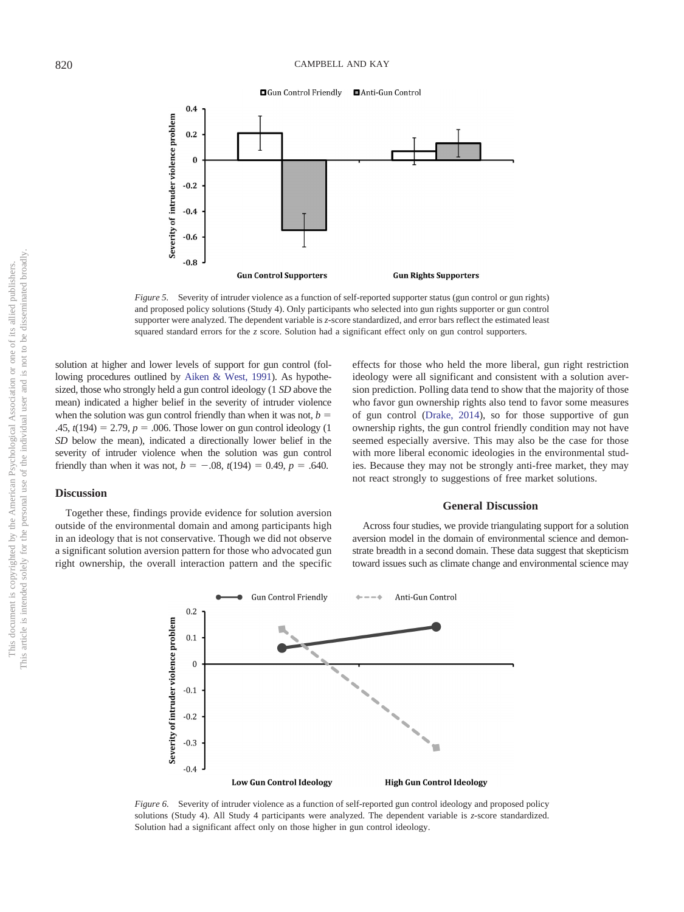Figure 5. Severity of intruder violence as a function of self-reported supporter status (gun control or gun rights) and proposed policy solutions (Study 4). Only participants who selected into gun rights supporter or gun control supporter were analyzed. The dependent variable is *z*-score standardized, and error bars reflect the estimated least squared standard errors for the *z* score. Solution had a significant effect only on gun control supporters.

solution at higher and lower levels of support for gun control (following procedures outlined by Aiken & West, 1991). As hypothesized, those who strongly held a gun control ideology (1 *SD* above the mean) indicated a higher belief in the severity of intruder violence when the solution was gun control friendly than when it was not, $b = .45$, $t(194) = 2.79$, $p = .006$. Those lower on gun control ideology (1 *SD* below the mean), indicated a directionally lower belief in the severity of intruder violence when the solution was gun control friendly than when it was not, $b = -.08$, $t(194) = 0.49$, $p = .640$.

## Discussion

Together these, findings provide evidence for solution aversion outside of the environmental domain and among participants high in an ideology that is not conservative. Though we did not observe a significant solution aversion pattern for those who advocated gun right ownership, the overall interaction pattern and the specific effects for those who held the more liberal, gun right restriction ideology were all significant and consistent with a solution aversion prediction. Polling data tend to show that the majority of those who favor gun ownership rights also tend to favor some measures of gun control (Drake, 2014), so for those supportive of gun ownership rights, the gun control friendly condition may not have seemed especially aversive. This may also be the case for those with more liberal economic ideologies in the environmental studies. Because they may not be strongly anti-free market, they may not react strongly to suggestions of free market solutions.

## General Discussion

Across four studies, we provide triangulating support for a solution aversion model in the domain of environmental science and demonstrate breadth in a second domain. These data suggest that skepticism toward issues such as climate change and environmental science may

Figure 6. Severity of intruder violence as a function of self-reported gun control ideology and proposed policy solutions (Study 4). All Study 4 participants were analyzed. The dependent variable is *z*-score standardized. Solution had a significant affect only on those higher in gun control ideology.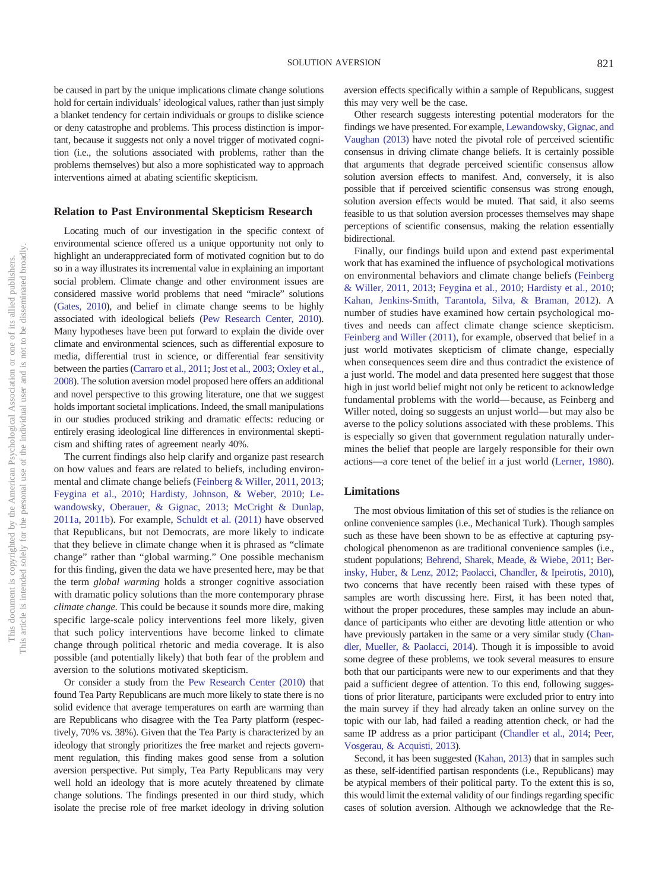be caused in part by the unique implications climate change solutions hold for certain individuals' ideological values, rather than just simply a blanket tendency for certain individuals or groups to dislike science or deny catastrophe and problems. This process distinction is important, because it suggests not only a novel trigger of motivated cognition (i.e., the solutions associated with problems, rather than the problems themselves) but also a more sophisticated way to approach interventions aimed at abating scientific skepticism.

## Relation to Past Environmental Skepticism Research

Locating much of our investigation in the specific context of environmental science offered us a unique opportunity not only to highlight an underappreciated form of motivated cognition but to do so in a way illustrates its incremental value in explaining an important social problem. Climate change and other environment issues are considered massive world problems that need "miracle" solutions (Gates, 2010), and belief in climate change seems to be highly associated with ideological beliefs (Pew Research Center, 2010). Many hypotheses have been put forward to explain the divide over climate and environmental sciences, such as differential exposure to media, differential trust in science, or differential fear sensitivity between the parties (Carraro et al., 2011; Jost et al., 2003; Oxley et al., 2008). The solution aversion model proposed here offers an additional and novel perspective to this growing literature, one that we suggest holds important societal implications. Indeed, the small manipulations in our studies produced striking and dramatic effects: reducing or entirely erasing ideological line differences in environmental skepticism and shifting rates of agreement nearly 40%.

The current findings also help clarify and organize past research on how values and fears are related to beliefs, including environmental and climate change beliefs (Feinberg & Willer, 2011, 2013; Feygina et al., 2010; Hardisty, Johnson, & Weber, 2010; Lewandowsky, Oberauer, & Gignac, 2013; McCright & Dunlap, 2011a, 2011b). For example, Schuldt et al. (2011) have observed that Republicans, but not Democrats, are more likely to indicate that they believe in climate change when it is phrased as "climate change" rather than "global warming." One possible mechanism for this finding, given the data we have presented here, may be that the term *global warming* holds a stronger cognitive association with dramatic policy solutions than the more contemporary phrase *climate change.* This could be because it sounds more dire, making specific large-scale policy interventions feel more likely, given that such policy interventions have become linked to climate change through political rhetoric and media coverage. It is also possible (and potentially likely) that both fear of the problem and aversion to the solutions motivated skepticism.

Or consider a study from the Pew Research Center (2010) that found Tea Party Republicans are much more likely to state there is no solid evidence that average temperatures on earth are warming than are Republicans who disagree with the Tea Party platform (respectively, 70% vs. 38%). Given that the Tea Party is characterized by an ideology that strongly prioritizes the free market and rejects government regulation, this finding makes good sense from a solution aversion perspective. Put simply, Tea Party Republicans may very well hold an ideology that is more acutely threatened by climate change solutions. The findings presented in our third study, which isolate the precise role of free market ideology in driving solution aversion effects specifically within a sample of Republicans, suggest this may very well be the case.

Other research suggests interesting potential moderators for the findings we have presented. For example, Lewandowsky, Gignac, and Vaughan (2013) have noted the pivotal role of perceived scientific consensus in driving climate change beliefs. It is certainly possible that arguments that degrade perceived scientific consensus allow solution aversion effects to manifest. And, conversely, it is also possible that if perceived scientific consensus was strong enough, solution aversion effects would be muted. That said, it also seems feasible to us that solution aversion processes themselves may shape perceptions of scientific consensus, making the relation essentially bidirectional.

Finally, our findings build upon and extend past experimental work that has examined the influence of psychological motivations on environmental behaviors and climate change beliefs (Feinberg & Willer, 2011, 2013; Feygina et al., 2010; Hardisty et al., 2010; Kahan, Jenkins-Smith, Tarantola, Silva, & Braman, 2012). A number of studies have examined how certain psychological motives and needs can affect climate change science skepticism. Feinberg and Willer (2011), for example, observed that belief in a just world motivates skepticism of climate change, especially when consequences seem dire and thus contradict the existence of a just world. The model and data presented here suggest that those high in just world belief might not only be reticent to acknowledge fundamental problems with the world—because, as Feinberg and Willer noted, doing so suggests an unjust world—but may also be averse to the policy solutions associated with these problems. This is especially so given that government regulation naturally undermines the belief that people are largely responsible for their own actions—a core tenet of the belief in a just world (Lerner, 1980).

## Limitations

The most obvious limitation of this set of studies is the reliance on online convenience samples (i.e., Mechanical Turk). Though samples such as these have been shown to be as effective at capturing psychological phenomenon as are traditional convenience samples (i.e., student populations; Behrend, Sharek, Meade, & Wiebe, 2011; Berinsky, Huber, & Lenz, 2012; Paolacci, Chandler, & Ipeirotis, 2010), two concerns that have recently been raised with these types of samples are worth discussing here. First, it has been noted that, without the proper procedures, these samples may include an abundance of participants who either are devoting little attention or who have previously partaken in the same or a very similar study (Chandler, Mueller, & Paolacci, 2014). Though it is impossible to avoid some degree of these problems, we took several measures to ensure both that our participants were new to our experiments and that they paid a sufficient degree of attention. To this end, following suggestions of prior literature, participants were excluded prior to entry into the main survey if they had already taken an online survey on the topic with our lab, had failed a reading attention check, or had the same IP address as a prior participant (Chandler et al., 2014; Peer, Vosgerau, & Acquisti, 2013).

Second, it has been suggested (Kahan, 2013) that in samples such as these, self-identified partisan respondents (i.e., Republicans) may be atypical members of their political party. To the extent this is so, this would limit the external validity of our findings regarding specific cases of solution aversion. Although we acknowledge that the Re-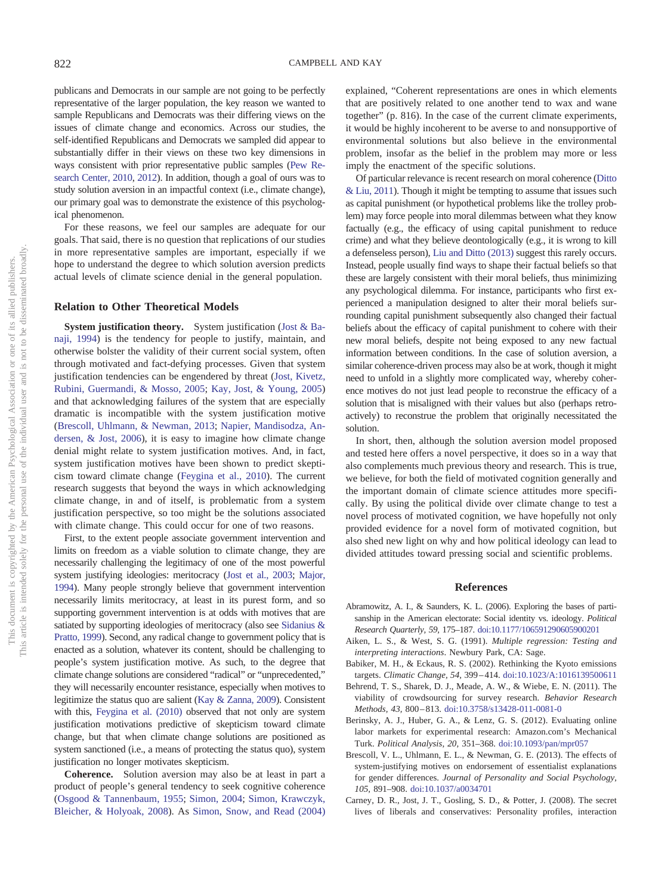publicans and Democrats in our sample are not going to be perfectly representative of the larger population, the key reason we wanted to sample Republicans and Democrats was their differing views on the issues of climate change and economics. Across our studies, the self-identified Republicans and Democrats we sampled did appear to substantially differ in their views on these two key dimensions in ways consistent with prior representative public samples (Pew Research Center, 2010, 2012). In addition, though a goal of ours was to study solution aversion in an impactful context (i.e., climate change), our primary goal was to demonstrate the existence of this psychological phenomenon.

For these reasons, we feel our samples are adequate for our goals. That said, there is no question that replications of our studies in more representative samples are important, especially if we hope to understand the degree to which solution aversion predicts actual levels of climate science denial in the general population.

## Relation to Other Theoretical Models

**System justification theory.** System justification (Jost & Banaji, 1994) is the tendency for people to justify, maintain, and otherwise bolster the validity of their current social system, often through motivated and fact-defying processes. Given that system justification tendencies can be engendered by threat (Jost, Kivetz, Rubini, Guermandi, & Mosso, 2005; Kay, Jost, & Young, 2005) and that acknowledging failures of the system that are especially dramatic is incompatible with the system justification motive (Brescoll, Uhlmann, & Newman, 2013; Napier, Mandisodza, Andersen, & Jost, 2006), it is easy to imagine how climate change denial might relate to system justification motives. And, in fact, system justification motives have been shown to predict skepticism toward climate change (Feygina et al., 2010). The current research suggests that beyond the ways in which acknowledging climate change, in and of itself, is problematic from a system justification perspective, so too might be the solutions associated with climate change. This could occur for one of two reasons.

First, to the extent people associate government intervention and limits on freedom as a viable solution to climate change, they are necessarily challenging the legitimacy of one of the most powerful system justifying ideologies: meritocracy (Jost et al., 2003; Major, 1994). Many people strongly believe that government intervention necessarily limits meritocracy, at least in its purest form, and so supporting government intervention is at odds with motives that are satiated by supporting ideologies of meritocracy (also see Sidanius & Pratto, 1999). Second, any radical change to government policy that is enacted as a solution, whatever its content, should be challenging to people's system justification motive. As such, to the degree that climate change solutions are considered "radical" or "unprecedented," they will necessarily encounter resistance, especially when motives to legitimize the status quo are salient (Kay & Zanna, 2009). Consistent with this, Feygina et al. (2010) observed that not only are system justification motivations predictive of skepticism toward climate change, but that when climate change solutions are positioned as system sanctioned (i.e., a means of protecting the status quo), system justification no longer motivates skepticism.

**Coherence.** Solution aversion may also be at least in part a product of people's general tendency to seek cognitive coherence (Osgood & Tannenbaum, 1955; Simon, 2004; Simon, Krawczyk, Bleicher, & Holyoak, 2008). As Simon, Snow, and Read (2004) explained, "Coherent representations are ones in which elements that are positively related to one another tend to wax and wane together" (p. 816). In the case of the current climate experiments, it would be highly incoherent to be averse to and nonsupportive of environmental solutions but also believe in the environmental problem, insofar as the belief in the problem may more or less imply the enactment of the specific solutions.

Of particular relevance is recent research on moral coherence (Ditto & Liu, 2011). Though it might be tempting to assume that issues such as capital punishment (or hypothetical problems like the trolley problem) may force people into moral dilemmas between what they know factually (e.g., the efficacy of using capital punishment to reduce crime) and what they believe deontologically (e.g., it is wrong to kill a defenseless person), Liu and Ditto (2013) suggest this rarely occurs. Instead, people usually find ways to shape their factual beliefs so that these are largely consistent with their moral beliefs, thus minimizing any psychological dilemma. For instance, participants who first experienced a manipulation designed to alter their moral beliefs surrounding capital punishment subsequently also changed their factual beliefs about the efficacy of capital punishment to cohere with their new moral beliefs, despite not being exposed to any new factual information between conditions. In the case of solution aversion, a similar coherence-driven process may also be at work, though it might need to unfold in a slightly more complicated way, whereby coherence motives do not just lead people to reconstrue the efficacy of a solution that is misaligned with their values but also (perhaps retroactively) to reconstrue the problem that originally necessitated the solution.

In short, then, although the solution aversion model proposed and tested here offers a novel perspective, it does so in a way that also complements much previous theory and research. This is true, we believe, for both the field of motivated cognition generally and the important domain of climate science attitudes more specifically. By using the political divide over climate change to test a novel process of motivated cognition, we have hopefully not only provided evidence for a novel form of motivated cognition, but also shed new light on why and how political ideology can lead to divided attitudes toward pressing social and scientific problems.

## References

Abramowitz, A. I., & Saunders, K. L. (2006). Exploring the bases of partisanship in the American electorate: Social identity vs. ideology. *Political Research Quarterly, 59,* 175–187. doi:10.1177/106591290605900201

Aiken, L. S., & West, S. G. (1991). *Multiple regression: Testing and interpreting interactions*. Newbury Park, CA: Sage.

Babiker, M. H., & Eckaus, R. S. (2002). Rethinking the Kyoto emissions targets. *Climatic Change, 54,* 399–414. doi:10.1023/A:1016139500611

Behrend, T. S., Sharek, D. J., Meade, A. W., & Wiebe, E. N. (2011). The viability of crowdsourcing for survey research. *Behavior Research Methods, 43,* 800–813. doi:10.3758/s13428-011-0081-0

Berinsky, A. J., Huber, G. A., & Lenz, G. S. (2012). Evaluating online labor markets for experimental research: Amazon.com's Mechanical Turk. *Political Analysis, 20,* 351–368. doi:10.1093/pan/mpr057

Brescoll, V. L., Uhlmann, E. L., & Newman, G. E. (2013). The effects of system-justifying motives on endorsement of essentialist explanations for gender differences. *Journal of Personality and Social Psychology, 105,* 891–908. doi:10.1037/a0034701

Carney, D. R., Jost, J. T., Gosling, S. D., & Potter, J. (2008). The secret lives of liberals and conservatives: Personality profiles, interaction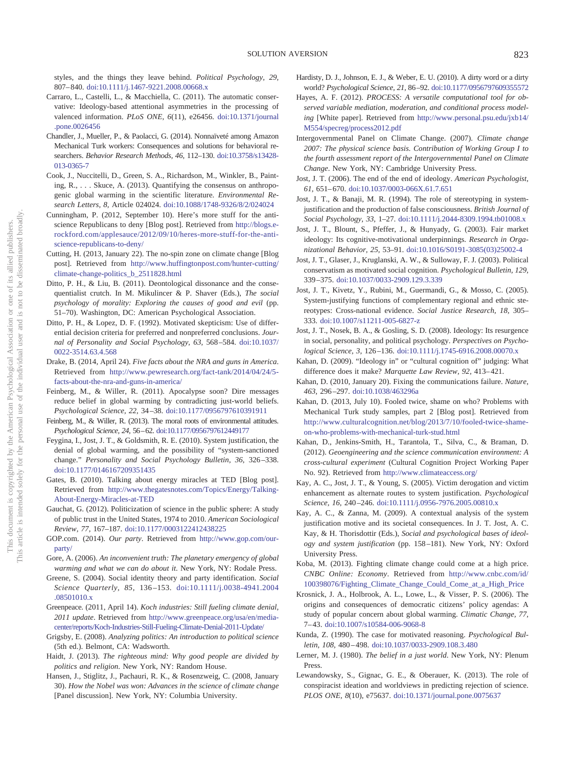styles, and the things they leave behind. *Political Psychology, 29,* 807–840. doi:10.1111/j.1467-9221.2008.00668.x

Carraro, L., Castelli, L., & Macchiella, C. (2011). The automatic conservative: Ideology-based attentional asymmetries in the processing of valenced information. *PLoS ONE, 6*(11), e26456. doi:10.1371/journal.pone.0026456

Chandler, J., Mueller, P., & Paolacci, G. (2014). Nonnaïveté among Amazon Mechanical Turk workers: Consequences and solutions for behavioral researchers. *Behavior Research Methods, 46,* 112–130. doi:10.3758/s13428-013-0365-7

Cook, J., Nuccitelli, D., Green, S. A., Richardson, M., Winkler, B., Painting, R., . . . Skuce, A. (2013). Quantifying the consensus on anthropogenic global warming in the scientific literature. *Environmental Research Letters, 8,* Article 024024. doi:10.1088/1748-9326/8/2/024024

Cunningham, P. (2012, September 10). Here's more stuff for the anti-science Republicans to deny [Blog post]. Retrieved from http://blogs.e-rockford.com/applesauce/2012/09/10/heres-more-stuff-for-the-anti-science-republicans-to-deny/

Cutting, H. (2013, January 22). The no-spin zone on climate change [Blog post]. Retrieved from http://www.huffingtonpost.com/hunter-cutting/climate-change-politics_b_2511828.html

Ditto, P. H., & Liu, B. (2011). Deontological dissonance and the consequentialist crutch. In M. Mikulincer & P. Shaver (Eds.), *The social psychology of morality: Exploring the causes of good and evil* (pp. 51–70). Washington, DC: American Psychological Association.

Ditto, P. H., & Lopez, D. F. (1992). Motivated skepticism: Use of differential decision criteria for preferred and nonpreferred conclusions. *Journal of Personality and Social Psychology, 63,* 568–584. doi:10.1037/0022-3514.63.4.568

Drake, B. (2014, April 24). *Five facts about the NRA and guns in America*. Retrieved from http://www.pewresearch.org/fact-tank/2014/04/24/5-facts-about-the-nra-and-guns-in-america/

Feinberg, M., & Willer, R. (2011). Apocalypse soon? Dire messages reduce belief in global warming by contradicting just-world beliefs. *Psychological Science, 22,* 34–38. doi:10.1177/0956797610391911

Feinberg, M., & Willer, R. (2013). The moral roots of environmental attitudes. *Psychological Science, 24,* 56–62. doi:10.1177/0956797612449177

Feygina, I., Jost, J. T., & Goldsmith, R. E. (2010). System justification, the denial of global warming, and the possibility of "system-sanctioned change." *Personality and Social Psychology Bulletin, 36,* 326–338. doi:10.1177/0146167209351435

Gates, B. (2010). Talking about energy miracles at TED [Blog post]. Retrieved from http://www.thegatesnotes.com/Topics/Energy/Talking-About-Energy-Miracles-at-TED

Gauchat, G. (2012). Politicization of science in the public sphere: A study of public trust in the United States, 1974 to 2010. *American Sociological Review, 77,* 167–187. doi:10.1177/0003122412438225

GOP.com. (2014). *Our party*. Retrieved from http://www.gop.com/our-party/

Gore, A. (2006). *An inconvenient truth: The planetary emergency of global warming and what we can do about it*. New York, NY: Rodale Press.

Greene, S. (2004). Social identity theory and party identification. *Social Science Quarterly, 85,* 136–153. doi:10.1111/j.0038-4941.2004.08501010.x

Greenpeace. (2011, April 14). *Koch industries: Still fueling climate denial, 2011 update*. Retrieved from http://www.greenpeace.org/usa/en/media-center/reports/Koch-Industries-Still-Fueling-Climate-Denial-2011-Update/

Grigsby, E. (2008). *Analyzing politics: An introduction to political science* (5th ed.). Belmont, CA: Wadsworth.

Haidt, J. (2013). *The righteous mind: Why good people are divided by politics and religion*. New York, NY: Random House.

Hansen, J., Stiglitz, J., Pachauri, R. K., & Rosenzweig, C. (2008, January 30). *How the Nobel was won: Advances in the science of climate change* [Panel discussion]. New York, NY: Columbia University.

Hardisty, D. J., Johnson, E. J., & Weber, E. U. (2010). A dirty word or a dirty world? *Psychological Science, 21,* 86–92. doi:10.1177/0956797609355572

Hayes, A. F. (2012). *PROCESS: A versatile computational tool for observed variable mediation, moderation, and conditional process modeling* [White paper]. Retrieved from http://www.personal.psu.edu/jxb14/M554/specreg/process2012.pdf

Intergovernmental Panel on Climate Change. (2007). *Climate change 2007: The physical science basis. Contribution of Working Group I to the fourth assessment report of the Intergovernmental Panel on Climate Change*. New York, NY: Cambridge University Press.

Jost, J. T. (2006). The end of the end of ideology. *American Psychologist, 61,* 651–670. doi:10.1037/0003-066X.61.7.651

Jost, J. T., & Banaji, M. R. (1994). The role of stereotyping in system-justification and the production of false consciousness. *British Journal of Social Psychology, 33,* 1–27. doi:10.1111/j.2044-8309.1994.tb01008.x

Jost, J. T., Blount, S., Pfeffer, J., & Hunyady, G. (2003). Fair market ideology: Its cognitive-motivational underpinnings. *Research in Organizational Behavior, 25,* 53–91. doi:10.1016/S0191-3085(03)25002-4

Jost, J. T., Glaser, J., Kruglanski, A. W., & Sulloway, F. J. (2003). Political conservatism as motivated social cognition. *Psychological Bulletin, 129,* 339–375. doi:10.1037/0033-2909.129.3.339

Jost, J. T., Kivetz, Y., Rubini, M., Guermandi, G., & Mosso, C. (2005). System-justifying functions of complementary regional and ethnic stereotypes: Cross-national evidence. *Social Justice Research, 18,* 305–333. doi:10.1007/s11211-005-6827-z

Jost, J. T., Nosek, B. A., & Gosling, S. D. (2008). Ideology: Its resurgence in social, personality, and political psychology. *Perspectives on Psychological Science, 3,* 126–136. doi:10.1111/j.1745-6916.2008.00070.x

Kahan, D. (2009). "Ideology in" or "cultural cognition of" judging: What difference does it make? *Marquette Law Review, 92,* 413–421.

Kahan, D. (2010, January 20). Fixing the communications failure. *Nature, 463,* 296–297. doi:10.1038/463296a

Kahan, D. (2013, July 10). Fooled twice, shame on who? Problems with Mechanical Turk study samples, part 2 [Blog post]. Retrieved from http://www.culturalcognition.net/blog/2013/7/10/fooled-twice-shame-on-who-problems-with-mechanical-turk-stud.html

Kahan, D., Jenkins-Smith, H., Tarantola, T., Silva, C., & Braman, D. (2012). *Geoengineering and the science communication environment: A cross-cultural experiment* (Cultural Cognition Project Working Paper No. 92). Retrieved from http://www.climateaccess.org/

Kay, A. C., Jost, J. T., & Young, S. (2005). Victim derogation and victim enhancement as alternate routes to system justification. *Psychological Science, 16,* 240–246. doi:10.1111/j.0956-7976.2005.00810.x

Kay, A. C., & Zanna, M. (2009). A contextual analysis of the system justification motive and its societal consequences. In J. T. Jost, A. C. Kay, & H. Thorisdottir (Eds.), *Social and psychological bases of ideology and system justification* (pp. 158–181). New York, NY: Oxford University Press.

Koba, M. (2013). Fighting climate change could come at a high price. *CNBC Online: Economy*. Retrieved from http://www.cnbc.com/id/100398076/Fighting_Climate_Change_Could_Come_at_a_High_Price

Krosnick, J. A., Holbrook, A. L., Lowe, L., & Visser, P. S. (2006). The origins and consequences of democratic citizens' policy agendas: A study of popular concern about global warming. *Climatic Change, 77,* 7–43. doi:10.1007/s10584-006-9068-8

Kunda, Z. (1990). The case for motivated reasoning. *Psychological Bulletin, 108,* 480–498. doi:10.1037/0033-2909.108.3.480

Lerner, M. J. (1980). *The belief in a just world*. New York, NY: Plenum Press.

Lewandowsky, S., Gignac, G. E., & Oberauer, K. (2013). The role of conspiracist ideation and worldviews in predicting rejection of science. *PLOS ONE, 8*(10), e75637. doi:10.1371/journal.pone.0075637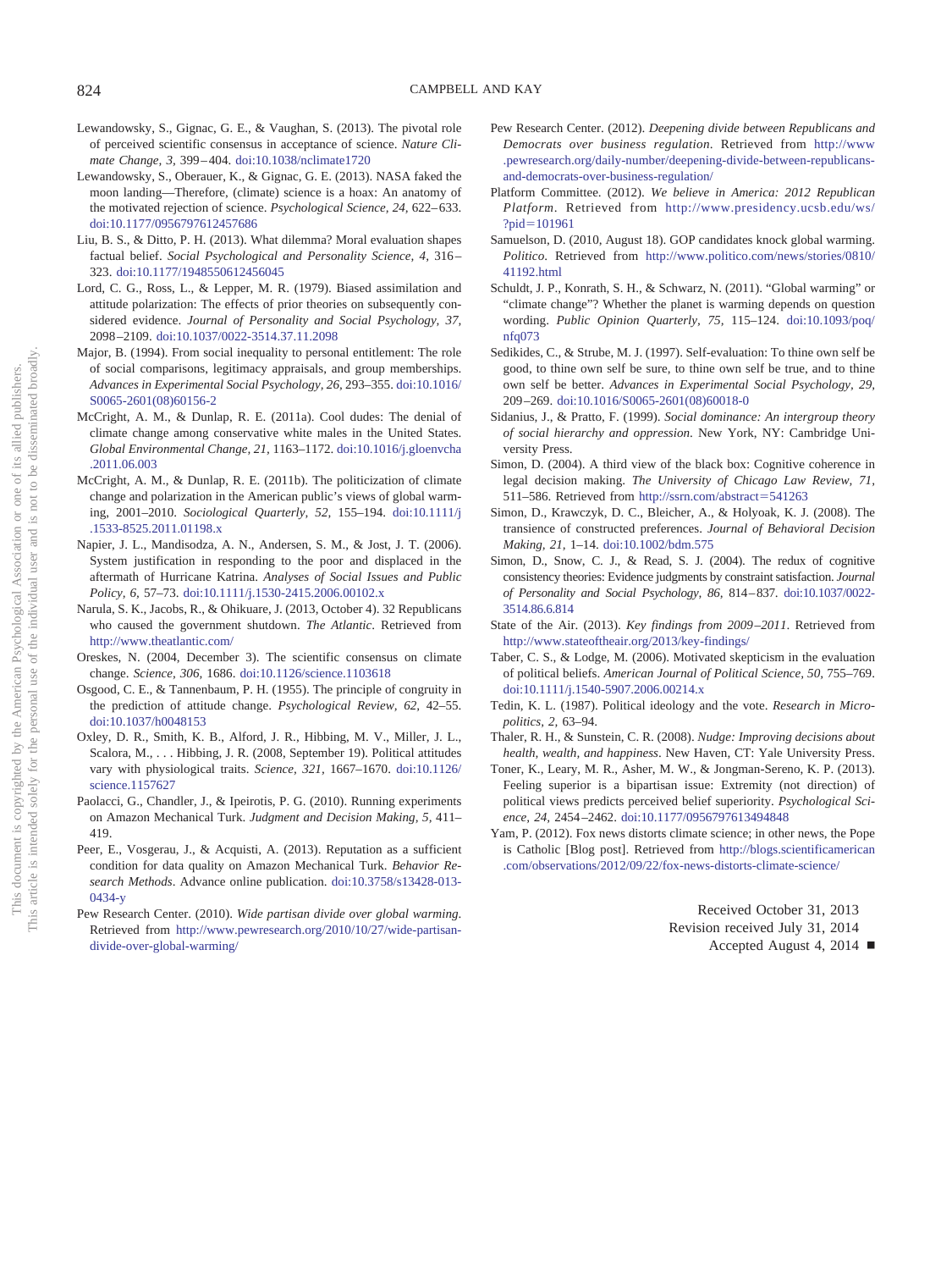Lewandowsky, S., Gignac, G. E., & Vaughan, S. (2013). The pivotal role of perceived scientific consensus in acceptance of science. *Nature Climate Change, 3,* 399–404. doi:10.1038/nclimate1720

Lewandowsky, S., Oberauer, K., & Gignac, G. E. (2013). NASA faked the moon landing—Therefore, (climate) science is a hoax: An anatomy of the motivated rejection of science. *Psychological Science, 24,* 622–633. doi:10.1177/0956797612457686

Liu, B. S., & Ditto, P. H. (2013). What dilemma? Moral evaluation shapes factual belief. *Social Psychological and Personality Science, 4,* 316–323. doi:10.1177/1948550612456045

Lord, C. G., Ross, L., & Lepper, M. R. (1979). Biased assimilation and attitude polarization: The effects of prior theories on subsequently considered evidence. *Journal of Personality and Social Psychology, 37,* 2098–2109. doi:10.1037/0022-3514.37.11.2098

Major, B. (1994). From social inequality to personal entitlement: The role of social comparisons, legitimacy appraisals, and group memberships. *Advances in Experimental Social Psychology, 26,* 293–355. doi:10.1016/S0065-2601(08)60156-2

McCright, A. M., & Dunlap, R. E. (2011a). Cool dudes: The denial of climate change among conservative white males in the United States. *Global Environmental Change, 21,* 1163–1172. doi:10.1016/j.gloenvcha.2011.06.003

McCright, A. M., & Dunlap, R. E. (2011b). The politicization of climate change and polarization in the American public's views of global warming, 2001–2010. *Sociological Quarterly, 52,* 155–194. doi:10.1111/j.1533-8525.2011.01198.x

Napier, J. L., Mandisodza, A. N., Andersen, S. M., & Jost, J. T. (2006). System justification in responding to the poor and displaced in the aftermath of Hurricane Katrina. *Analyses of Social Issues and Public Policy, 6,* 57–73. doi:10.1111/j.1530-2415.2006.00102.x

Narula, S. K., Jacobs, R., & Ohikuare, J. (2013, October 4). 32 Republicans who caused the government shutdown. *The Atlantic*. Retrieved from http://www.theatlantic.com/

Oreskes, N. (2004, December 3). The scientific consensus on climate change. *Science, 306,* 1686. doi:10.1126/science.1103618

Osgood, C. E., & Tannenbaum, P. H. (1955). The principle of congruity in the prediction of attitude change. *Psychological Review, 62,* 42–55. doi:10.1037/h0048153

Oxley, D. R., Smith, K. B., Alford, J. R., Hibbing, M. V., Miller, J. L., Scalora, M., . . . Hibbing, J. R. (2008, September 19). Political attitudes vary with physiological traits. *Science, 321,* 1667–1670. doi:10.1126/science.1157627

Paolacci, G., Chandler, J., & Ipeirotis, P. G. (2010). Running experiments on Amazon Mechanical Turk. *Judgment and Decision Making, 5,* 411–419.

Peer, E., Vosgerau, J., & Acquisti, A. (2013). Reputation as a sufficient condition for data quality on Amazon Mechanical Turk. *Behavior Research Methods*. Advance online publication. doi:10.3758/s13428-013-0434-y

Pew Research Center. (2010). *Wide partisan divide over global warming*. Retrieved from http://www.pewresearch.org/2010/10/27/wide-partisan-divide-over-global-warming/

Pew Research Center. (2012). *Deepening divide between Republicans and Democrats over business regulation*. Retrieved from http://www.pewresearch.org/daily-number/deepening-divide-between-republicans-and-democrats-over-business-regulation/

Platform Committee. (2012). *We believe in America: 2012 Republican Platform*. Retrieved from http://www.presidency.ucsb.edu/ws/?pid=101961

Samuelson, D. (2010, August 18). GOP candidates knock global warming. *Politico*. Retrieved from http://www.politico.com/news/stories/0810/41192.html

Schuldt, J. P., Konrath, S. H., & Schwarz, N. (2011). "Global warming" or "climate change"? Whether the planet is warming depends on question wording. *Public Opinion Quarterly, 75,* 115–124. doi:10.1093/poq/nfq073

Sedikides, C., & Strube, M. J. (1997). Self-evaluation: To thine own self be good, to thine own self be sure, to thine own self be true, and to thine own self be better. *Advances in Experimental Social Psychology, 29,* 209–269. doi:10.1016/S0065-2601(08)60018-0

Sidanius, J., & Pratto, F. (1999). *Social dominance: An intergroup theory of social hierarchy and oppression*. New York, NY: Cambridge University Press.

Simon, D. (2004). A third view of the black box: Cognitive coherence in legal decision making. *The University of Chicago Law Review, 71,* 511–586. Retrieved from http://ssrn.com/abstract=541263

Simon, D., Krawczyk, D. C., Bleicher, A., & Holyoak, K. J. (2008). The transience of constructed preferences. *Journal of Behavioral Decision Making, 21,* 1–14. doi:10.1002/bdm.575

Simon, D., Snow, C. J., & Read, S. J. (2004). The redux of cognitive consistency theories: Evidence judgments by constraint satisfaction. *Journal of Personality and Social Psychology, 86,* 814–837. doi:10.1037/0022-3514.86.6.814

State of the Air. (2013). *Key findings from 2009–2011*. Retrieved from http://www.stateoftheair.org/2013/key-findings/

Taber, C. S., & Lodge, M. (2006). Motivated skepticism in the evaluation of political beliefs. *American Journal of Political Science, 50,* 755–769. doi:10.1111/j.1540-5907.2006.00214.x

Tedin, K. L. (1987). Political ideology and the vote. *Research in Micropolitics, 2,* 63–94.

Thaler, R. H., & Sunstein, C. R. (2008). *Nudge: Improving decisions about health, wealth, and happiness*. New Haven, CT: Yale University Press.

Toner, K., Leary, M. R., Asher, M. W., & Jongman-Sereno, K. P. (2013). Feeling superior is a bipartisan issue: Extremity (not direction) of political views predicts perceived belief superiority. *Psychological Science, 24,* 2454–2462. doi:10.1177/0956797613494848

Yam, P. (2012). Fox news distorts climate science; in other news, the Pope is Catholic [Blog post]. Retrieved from http://blogs.scientificamerican.com/observations/2012/09/22/fox-news-distorts-climate-science/

Received October 31, 2013
Revision received July 31, 2014
Accepted August 4, 2014 ■